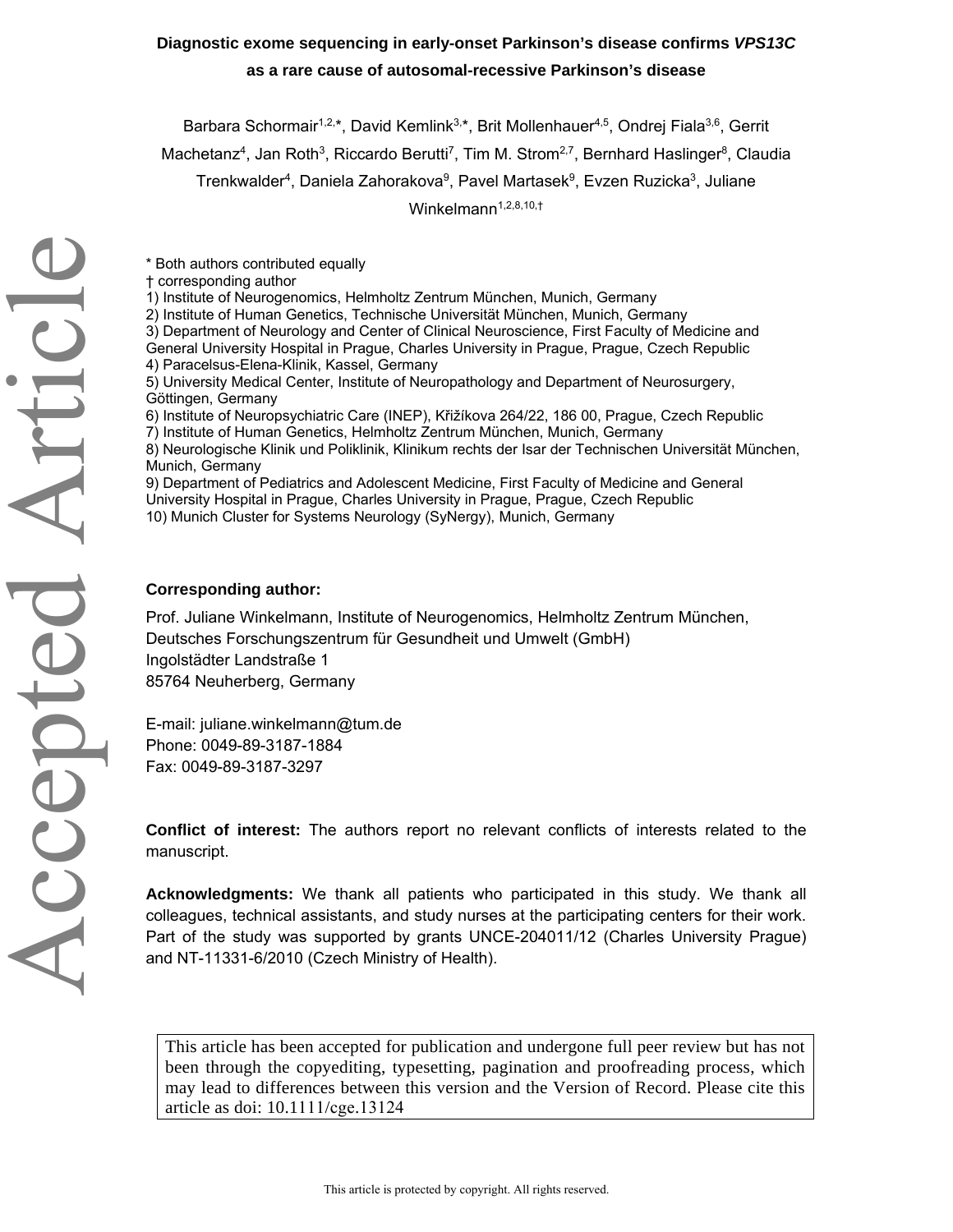# Diagnostic exome sequencing in early-onset Parkinson's disease confirms *VPS13C* as a rare cause of autosomal-recessive Parkinson's disease

Barbara Schormair[1,2,*], David Kemlink[3,*], Brit Mollenhauer[4,5], Ondrej Fiala[3,6], Gerrit Machetanz[4], Jan Roth[3], Riccardo Berutti[7], Tim M. Strom[2,7], Bernhard Haslinger[8], Claudia Trenkwalder[4], Daniela Zahorakova[9], Pavel Martasek[9], Evzen Ruzicka[3], Juliane Winkelmann[1,2,8,10,†]

\* Both authors contributed equally
† corresponding author
1) Institute of Neurogenomics, Helmholtz Zentrum München, Munich, Germany
2) Institute of Human Genetics, Technische Universität München, Munich, Germany
3) Department of Neurology and Center of Clinical Neuroscience, First Faculty of Medicine and General University Hospital in Prague, Charles University in Prague, Prague, Czech Republic
4) Paracelsus-Elena-Klinik, Kassel, Germany
5) University Medical Center, Institute of Neuropathology and Department of Neurosurgery, Göttingen, Germany
6) Institute of Neuropsychiatric Care (INEP), Křižíkova 264/22, 186 00, Prague, Czech Republic
7) Institute of Human Genetics, Helmholtz Zentrum München, Munich, Germany
8) Neurologische Klinik und Poliklinik, Klinikum rechts der Isar der Technischen Universität München, Munich, Germany
9) Department of Pediatrics and Adolescent Medicine, First Faculty of Medicine and General University Hospital in Prague, Charles University in Prague, Prague, Czech Republic
10) Munich Cluster for Systems Neurology (SyNergy), Munich, Germany

**Corresponding author:**

Prof. Juliane Winkelmann, Institute of Neurogenomics, Helmholtz Zentrum München, Deutsches Forschungszentrum für Gesundheit und Umwelt (GmbH)
Ingolstädter Landstraße 1
85764 Neuherberg, Germany

E-mail: juliane.winkelmann@tum.de
Phone: 0049-89-3187-1884
Fax: 0049-89-3187-3297

**Conflict of interest:** The authors report no relevant conflicts of interests related to the manuscript.

**Acknowledgments:** We thank all patients who participated in this study. We thank all colleagues, technical assistants, and study nurses at the participating centers for their work. Part of the study was supported by grants UNCE-204011/12 (Charles University Prague) and NT-11331-6/2010 (Czech Ministry of Health).

This article has been accepted for publication and undergone full peer review but has not been through the copyediting, typesetting, pagination and proofreading process, which may lead to differences between this version and the Version of Record. Please cite this article as doi: 10.1111/cge.13124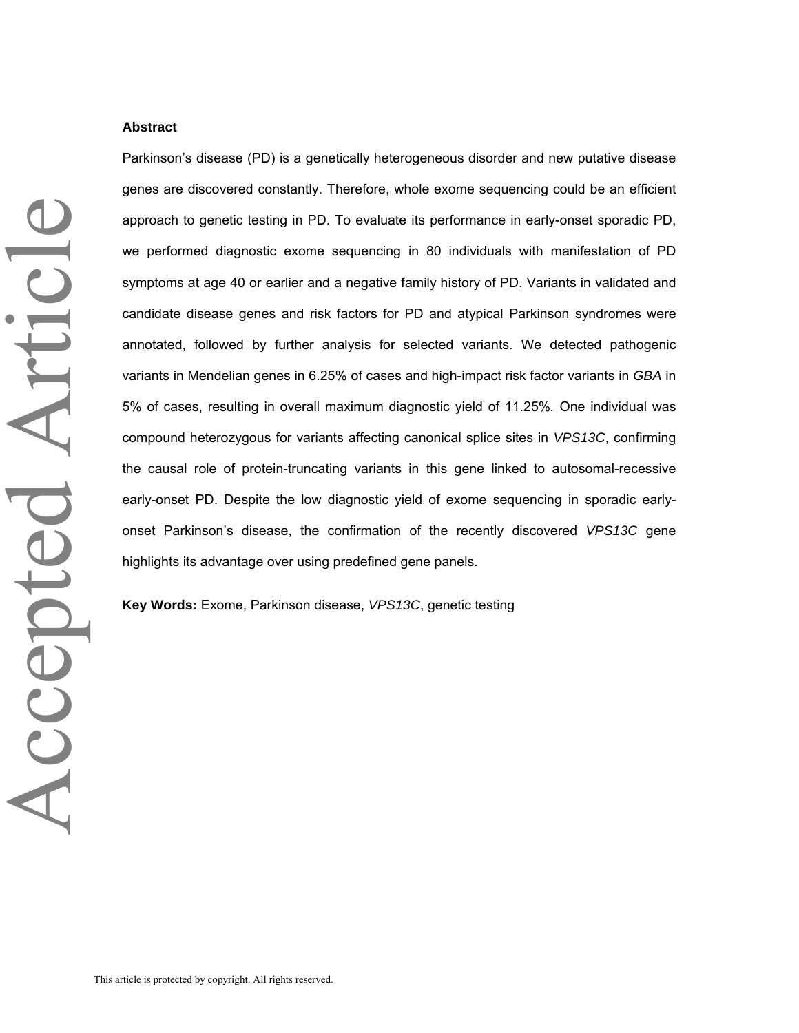## Abstract

Parkinson's disease (PD) is a genetically heterogeneous disorder and new putative disease genes are discovered constantly. Therefore, whole exome sequencing could be an efficient approach to genetic testing in PD. To evaluate its performance in early-onset sporadic PD, we performed diagnostic exome sequencing in 80 individuals with manifestation of PD symptoms at age 40 or earlier and a negative family history of PD. Variants in validated and candidate disease genes and risk factors for PD and atypical Parkinson syndromes were annotated, followed by further analysis for selected variants. We detected pathogenic variants in Mendelian genes in 6.25% of cases and high-impact risk factor variants in *GBA* in 5% of cases, resulting in overall maximum diagnostic yield of 11.25%. One individual was compound heterozygous for variants affecting canonical splice sites in *VPS13C*, confirming the causal role of protein-truncating variants in this gene linked to autosomal-recessive early-onset PD. Despite the low diagnostic yield of exome sequencing in sporadic early-onset Parkinson's disease, the confirmation of the recently discovered *VPS13C* gene highlights its advantage over using predefined gene panels.

**Key Words:** Exome, Parkinson disease, *VPS13C*, genetic testing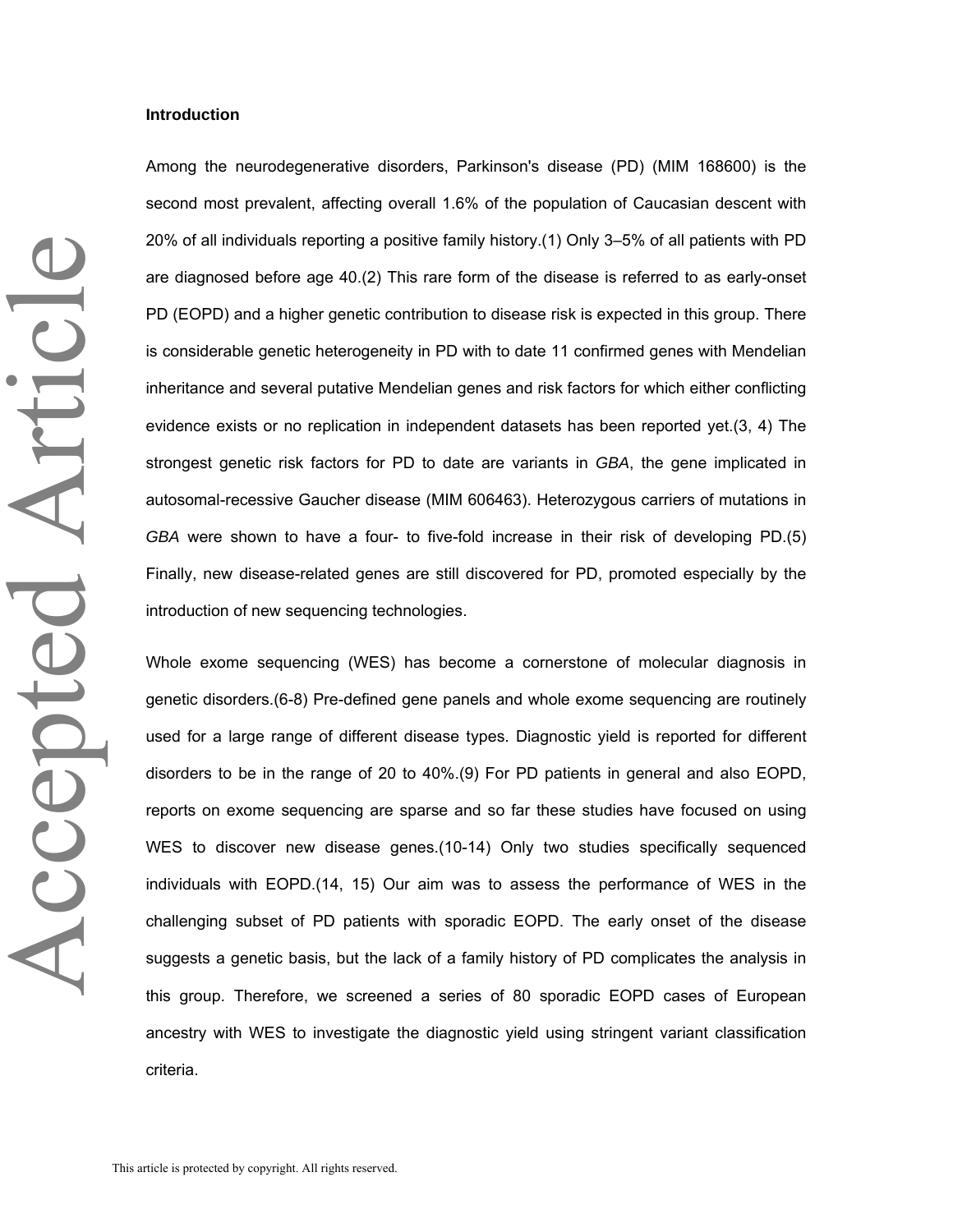**Introduction**

Among the neurodegenerative disorders, Parkinson's disease (PD) (MIM 168600) is the second most prevalent, affecting overall 1.6% of the population of Caucasian descent with 20% of all individuals reporting a positive family history.(1) Only 3–5% of all patients with PD are diagnosed before age 40.(2) This rare form of the disease is referred to as early-onset PD (EOPD) and a higher genetic contribution to disease risk is expected in this group. There is considerable genetic heterogeneity in PD with to date 11 confirmed genes with Mendelian inheritance and several putative Mendelian genes and risk factors for which either conflicting evidence exists or no replication in independent datasets has been reported yet.(3, 4) The strongest genetic risk factors for PD to date are variants in *GBA*, the gene implicated in autosomal-recessive Gaucher disease (MIM 606463). Heterozygous carriers of mutations in *GBA* were shown to have a four- to five-fold increase in their risk of developing PD.(5) Finally, new disease-related genes are still discovered for PD, promoted especially by the introduction of new sequencing technologies.

Whole exome sequencing (WES) has become a cornerstone of molecular diagnosis in genetic disorders.(6-8) Pre-defined gene panels and whole exome sequencing are routinely used for a large range of different disease types. Diagnostic yield is reported for different disorders to be in the range of 20 to 40%.(9) For PD patients in general and also EOPD, reports on exome sequencing are sparse and so far these studies have focused on using WES to discover new disease genes.(10-14) Only two studies specifically sequenced individuals with EOPD.(14, 15) Our aim was to assess the performance of WES in the challenging subset of PD patients with sporadic EOPD. The early onset of the disease suggests a genetic basis, but the lack of a family history of PD complicates the analysis in this group. Therefore, we screened a series of 80 sporadic EOPD cases of European ancestry with WES to investigate the diagnostic yield using stringent variant classification criteria.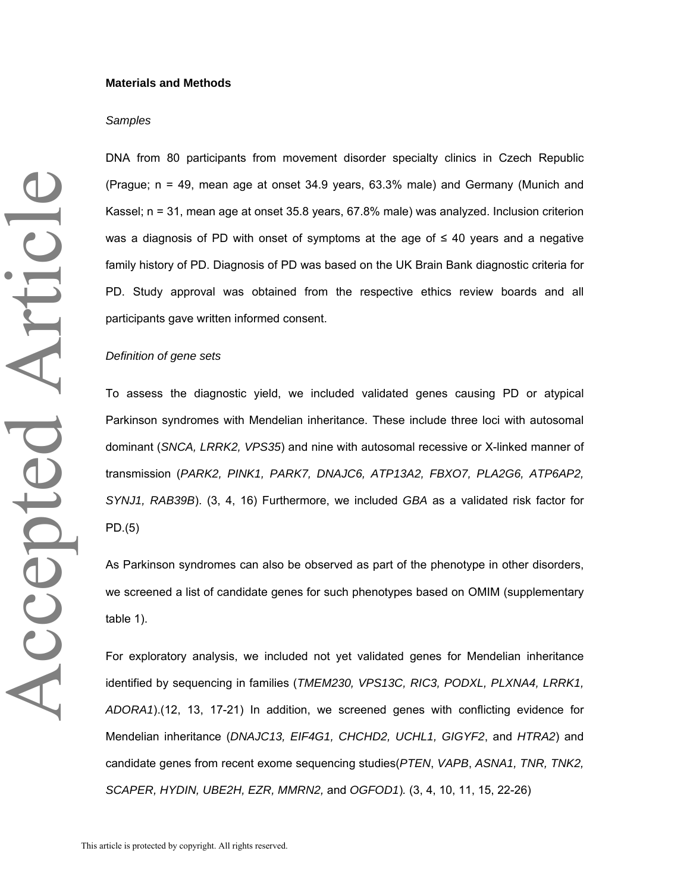## Materials and Methods

### *Samples*

DNA from 80 participants from movement disorder specialty clinics in Czech Republic (Prague; n = 49, mean age at onset 34.9 years, 63.3% male) and Germany (Munich and Kassel; n = 31, mean age at onset 35.8 years, 67.8% male) was analyzed. Inclusion criterion was a diagnosis of PD with onset of symptoms at the age of ≤ 40 years and a negative family history of PD. Diagnosis of PD was based on the UK Brain Bank diagnostic criteria for PD. Study approval was obtained from the respective ethics review boards and all participants gave written informed consent.

### *Definition of gene sets*

To assess the diagnostic yield, we included validated genes causing PD or atypical Parkinson syndromes with Mendelian inheritance. These include three loci with autosomal dominant (*SNCA, LRRK2, VPS35*) and nine with autosomal recessive or X-linked manner of transmission (*PARK2, PINK1, PARK7, DNAJC6, ATP13A2, FBXO7, PLA2G6, ATP6AP2, SYNJ1, RAB39B*). (3, 4, 16) Furthermore, we included *GBA* as a validated risk factor for PD.(5)

As Parkinson syndromes can also be observed as part of the phenotype in other disorders, we screened a list of candidate genes for such phenotypes based on OMIM (supplementary table 1).

For exploratory analysis, we included not yet validated genes for Mendelian inheritance identified by sequencing in families (*TMEM230, VPS13C, RIC3, PODXL, PLXNA4, LRRK1, ADORA1*).(12, 13, 17-21) In addition, we screened genes with conflicting evidence for Mendelian inheritance (*DNAJC13, EIF4G1, CHCHD2, UCHL1, GIGYF2*, and *HTRA2*) and candidate genes from recent exome sequencing studies(*PTEN*, *VAPB*, *ASNA1, TNR, TNK2, SCAPER, HYDIN, UBE2H, EZR, MMRN2,* and *OGFOD1*). (3, 4, 10, 11, 15, 22-26)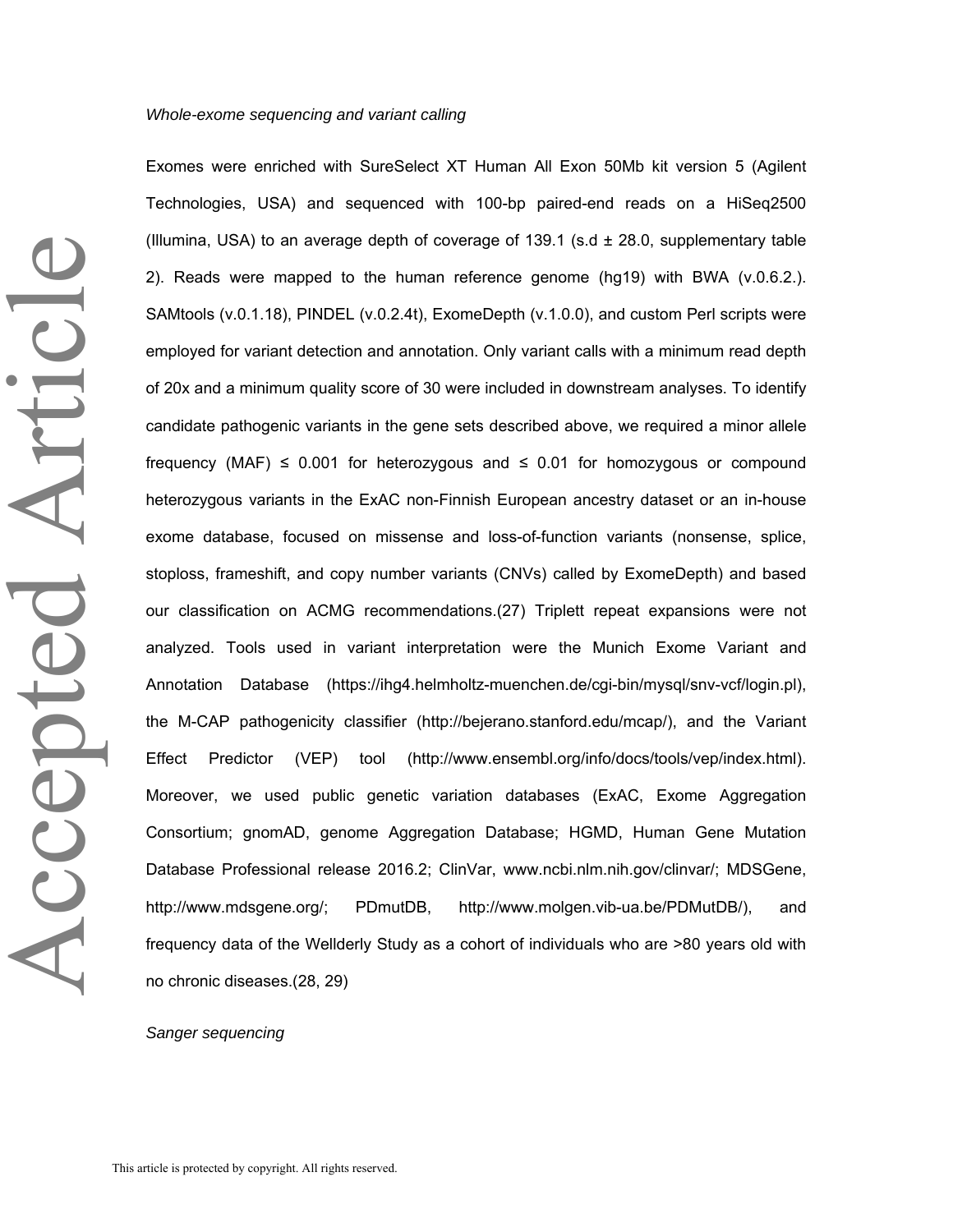*Whole-exome sequencing and variant calling*

Exomes were enriched with SureSelect XT Human All Exon 50Mb kit version 5 (Agilent Technologies, USA) and sequenced with 100-bp paired-end reads on a HiSeq2500 (Illumina, USA) to an average depth of coverage of 139.1 (s.d ± 28.0, supplementary table 2). Reads were mapped to the human reference genome (hg19) with BWA (v.0.6.2.). SAMtools (v.0.1.18), PINDEL (v.0.2.4t), ExomeDepth (v.1.0.0), and custom Perl scripts were employed for variant detection and annotation. Only variant calls with a minimum read depth of 20x and a minimum quality score of 30 were included in downstream analyses. To identify candidate pathogenic variants in the gene sets described above, we required a minor allele frequency (MAF) ≤ 0.001 for heterozygous and ≤ 0.01 for homozygous or compound heterozygous variants in the ExAC non-Finnish European ancestry dataset or an in-house exome database, focused on missense and loss-of-function variants (nonsense, splice, stoploss, frameshift, and copy number variants (CNVs) called by ExomeDepth) and based our classification on ACMG recommendations.(27) Triplett repeat expansions were not analyzed. Tools used in variant interpretation were the Munich Exome Variant and Annotation Database (https://ihg4.helmholtz-muenchen.de/cgi-bin/mysql/snv-vcf/login.pl), the M-CAP pathogenicity classifier (http://bejerano.stanford.edu/mcap/), and the Variant Effect Predictor (VEP) tool (http://www.ensembl.org/info/docs/tools/vep/index.html). Moreover, we used public genetic variation databases (ExAC, Exome Aggregation Consortium; gnomAD, genome Aggregation Database; HGMD, Human Gene Mutation Database Professional release 2016.2; ClinVar, www.ncbi.nlm.nih.gov/clinvar/; MDSGene, http://www.mdsgene.org/; PDmutDB, http://www.molgen.vib-ua.be/PDMutDB/), and frequency data of the Wellderly Study as a cohort of individuals who are >80 years old with no chronic diseases.(28, 29)

*Sanger sequencing*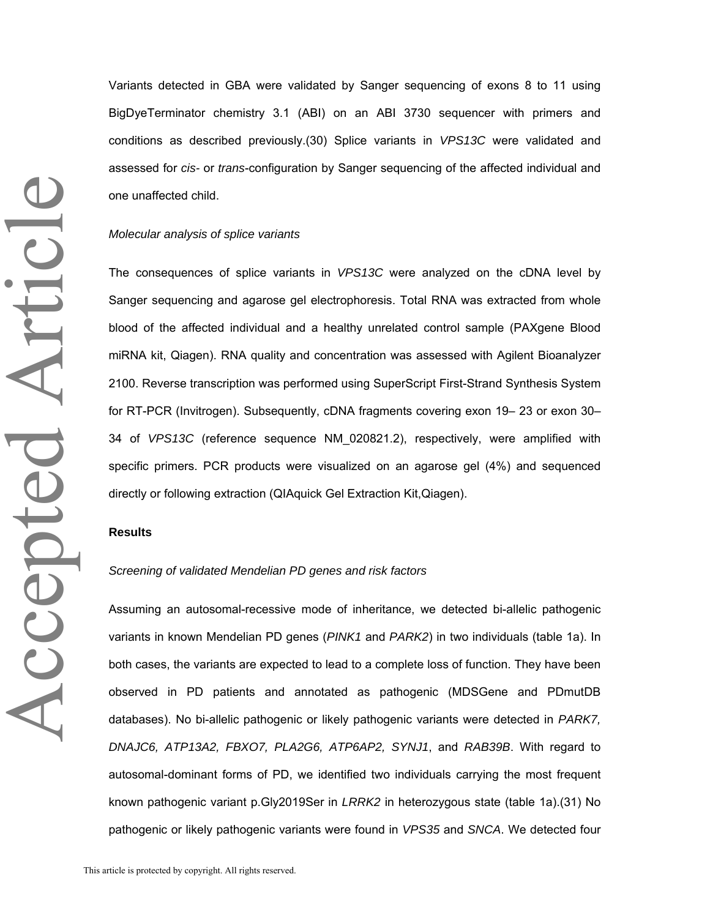Variants detected in GBA were validated by Sanger sequencing of exons 8 to 11 using BigDyeTerminator chemistry 3.1 (ABI) on an ABI 3730 sequencer with primers and conditions as described previously.(30) Splice variants in *VPS13C* were validated and assessed for *cis*- or *trans*-configuration by Sanger sequencing of the affected individual and one unaffected child.

*Molecular analysis of splice variants*

The consequences of splice variants in *VPS13C* were analyzed on the cDNA level by Sanger sequencing and agarose gel electrophoresis. Total RNA was extracted from whole blood of the affected individual and a healthy unrelated control sample (PAXgene Blood miRNA kit, Qiagen). RNA quality and concentration was assessed with Agilent Bioanalyzer 2100. Reverse transcription was performed using SuperScript First-Strand Synthesis System for RT-PCR (Invitrogen). Subsequently, cDNA fragments covering exon 19– 23 or exon 30–34 of *VPS13C* (reference sequence NM_020821.2), respectively, were amplified with specific primers. PCR products were visualized on an agarose gel (4%) and sequenced directly or following extraction (QIAquick Gel Extraction Kit,Qiagen).

**Results**

*Screening of validated Mendelian PD genes and risk factors*

Assuming an autosomal-recessive mode of inheritance, we detected bi-allelic pathogenic variants in known Mendelian PD genes (*PINK1* and *PARK2*) in two individuals (table 1a). In both cases, the variants are expected to lead to a complete loss of function. They have been observed in PD patients and annotated as pathogenic (MDSGene and PDmutDB databases). No bi-allelic pathogenic or likely pathogenic variants were detected in *PARK7, DNAJC6, ATP13A2, FBXO7, PLA2G6, ATP6AP2, SYNJ1*, and *RAB39B*. With regard to autosomal-dominant forms of PD, we identified two individuals carrying the most frequent known pathogenic variant p.Gly2019Ser in *LRRK2* in heterozygous state (table 1a).(31) No pathogenic or likely pathogenic variants were found in *VPS35* and *SNCA*. We detected four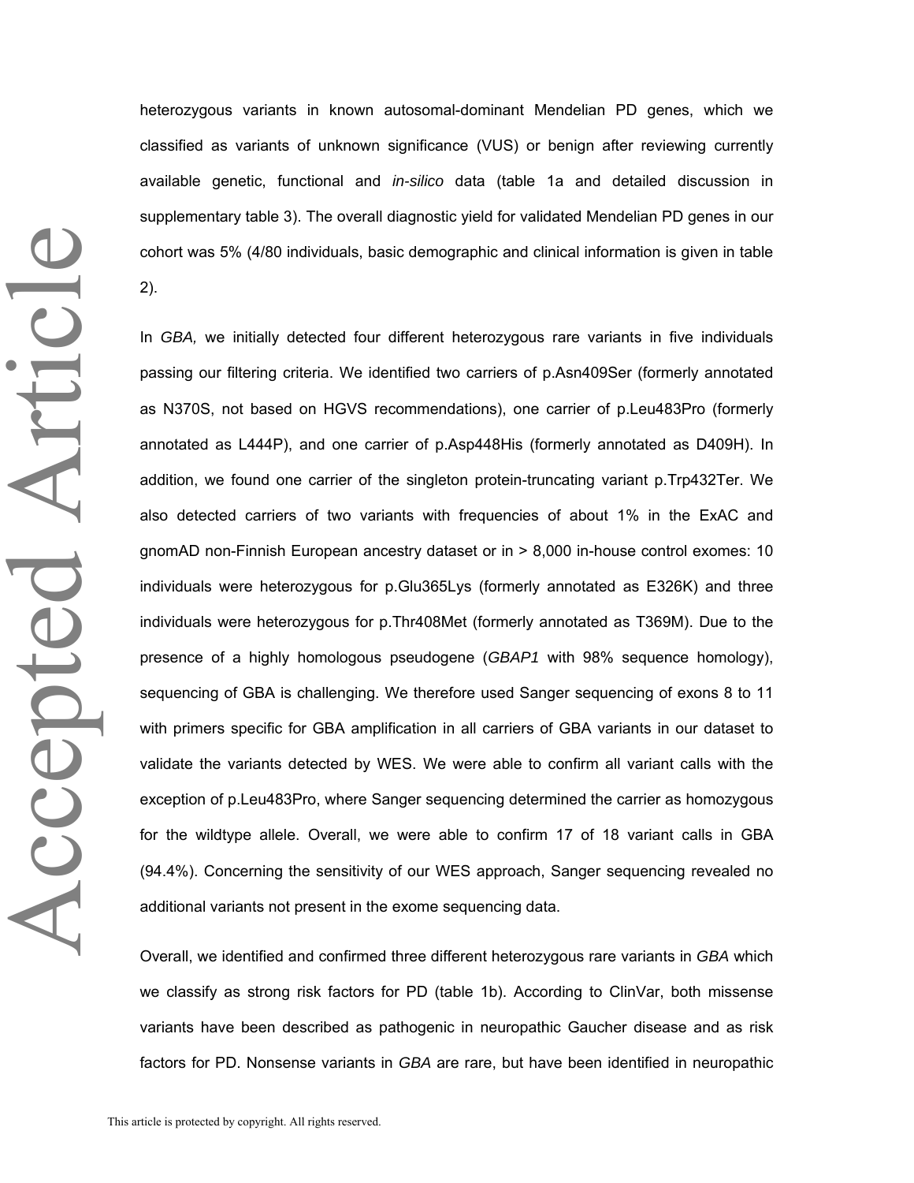heterozygous variants in known autosomal-dominant Mendelian PD genes, which we classified as variants of unknown significance (VUS) or benign after reviewing currently available genetic, functional and *in-silico* data (table 1a and detailed discussion in supplementary table 3). The overall diagnostic yield for validated Mendelian PD genes in our cohort was 5% (4/80 individuals, basic demographic and clinical information is given in table 2).

In *GBA,* we initially detected four different heterozygous rare variants in five individuals passing our filtering criteria. We identified two carriers of p.Asn409Ser (formerly annotated as N370S, not based on HGVS recommendations), one carrier of p.Leu483Pro (formerly annotated as L444P), and one carrier of p.Asp448His (formerly annotated as D409H). In addition, we found one carrier of the singleton protein-truncating variant p.Trp432Ter. We also detected carriers of two variants with frequencies of about 1% in the ExAC and gnomAD non-Finnish European ancestry dataset or in > 8,000 in-house control exomes: 10 individuals were heterozygous for p.Glu365Lys (formerly annotated as E326K) and three individuals were heterozygous for p.Thr408Met (formerly annotated as T369M). Due to the presence of a highly homologous pseudogene (*GBAP1* with 98% sequence homology), sequencing of GBA is challenging. We therefore used Sanger sequencing of exons 8 to 11 with primers specific for GBA amplification in all carriers of GBA variants in our dataset to validate the variants detected by WES. We were able to confirm all variant calls with the exception of p.Leu483Pro, where Sanger sequencing determined the carrier as homozygous for the wildtype allele. Overall, we were able to confirm 17 of 18 variant calls in GBA (94.4%). Concerning the sensitivity of our WES approach, Sanger sequencing revealed no additional variants not present in the exome sequencing data.

Overall, we identified and confirmed three different heterozygous rare variants in *GBA* which we classify as strong risk factors for PD (table 1b). According to ClinVar, both missense variants have been described as pathogenic in neuropathic Gaucher disease and as risk factors for PD. Nonsense variants in *GBA* are rare, but have been identified in neuropathic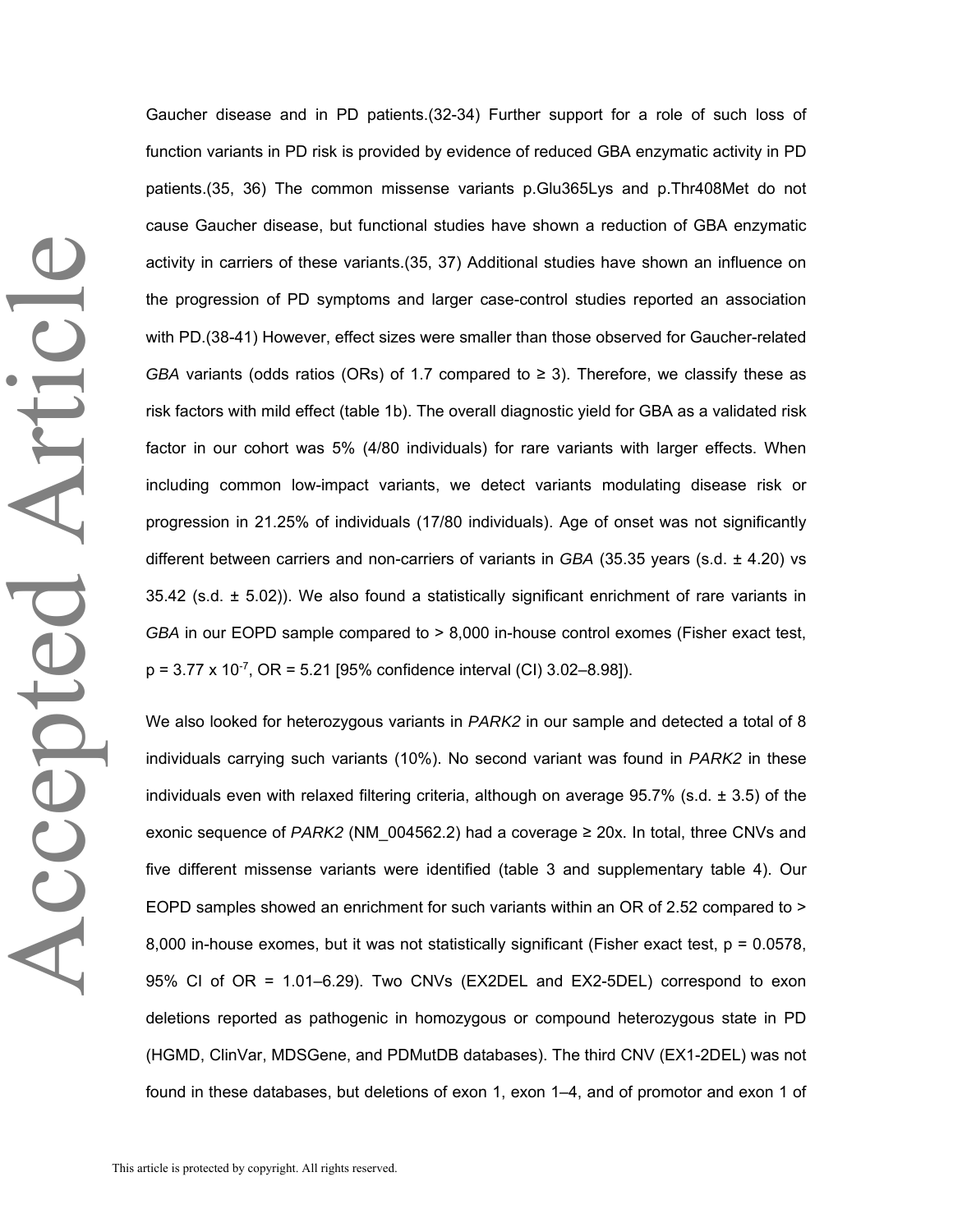Gaucher disease and in PD patients.(32-34) Further support for a role of such loss of function variants in PD risk is provided by evidence of reduced GBA enzymatic activity in PD patients.(35, 36) The common missense variants p.Glu365Lys and p.Thr408Met do not cause Gaucher disease, but functional studies have shown a reduction of GBA enzymatic activity in carriers of these variants.(35, 37) Additional studies have shown an influence on the progression of PD symptoms and larger case-control studies reported an association with PD.(38-41) However, effect sizes were smaller than those observed for Gaucher-related *GBA* variants (odds ratios (ORs) of 1.7 compared to ≥ 3). Therefore, we classify these as risk factors with mild effect (table 1b). The overall diagnostic yield for GBA as a validated risk factor in our cohort was 5% (4/80 individuals) for rare variants with larger effects. When including common low-impact variants, we detect variants modulating disease risk or progression in 21.25% of individuals (17/80 individuals). Age of onset was not significantly different between carriers and non-carriers of variants in *GBA* (35.35 years (s.d. ± 4.20) vs 35.42 (s.d. ± 5.02)). We also found a statistically significant enrichment of rare variants in *GBA* in our EOPD sample compared to > 8,000 in-house control exomes (Fisher exact test, $p = 3.77 \times 10^{-7}$, OR = 5.21 [95% confidence interval (CI) 3.02–8.98]).

We also looked for heterozygous variants in *PARK2* in our sample and detected a total of 8 individuals carrying such variants (10%). No second variant was found in *PARK2* in these individuals even with relaxed filtering criteria, although on average 95.7% (s.d. ± 3.5) of the exonic sequence of *PARK2* (NM_004562.2) had a coverage ≥ 20x. In total, three CNVs and five different missense variants were identified (table 3 and supplementary table 4). Our EOPD samples showed an enrichment for such variants within an OR of 2.52 compared to > 8,000 in-house exomes, but it was not statistically significant (Fisher exact test, $p = 0.0578$, 95% CI of OR = 1.01–6.29). Two CNVs (EX2DEL and EX2-5DEL) correspond to exon deletions reported as pathogenic in homozygous or compound heterozygous state in PD (HGMD, ClinVar, MDSGene, and PDMutDB databases). The third CNV (EX1-2DEL) was not found in these databases, but deletions of exon 1, exon 1–4, and of promotor and exon 1 of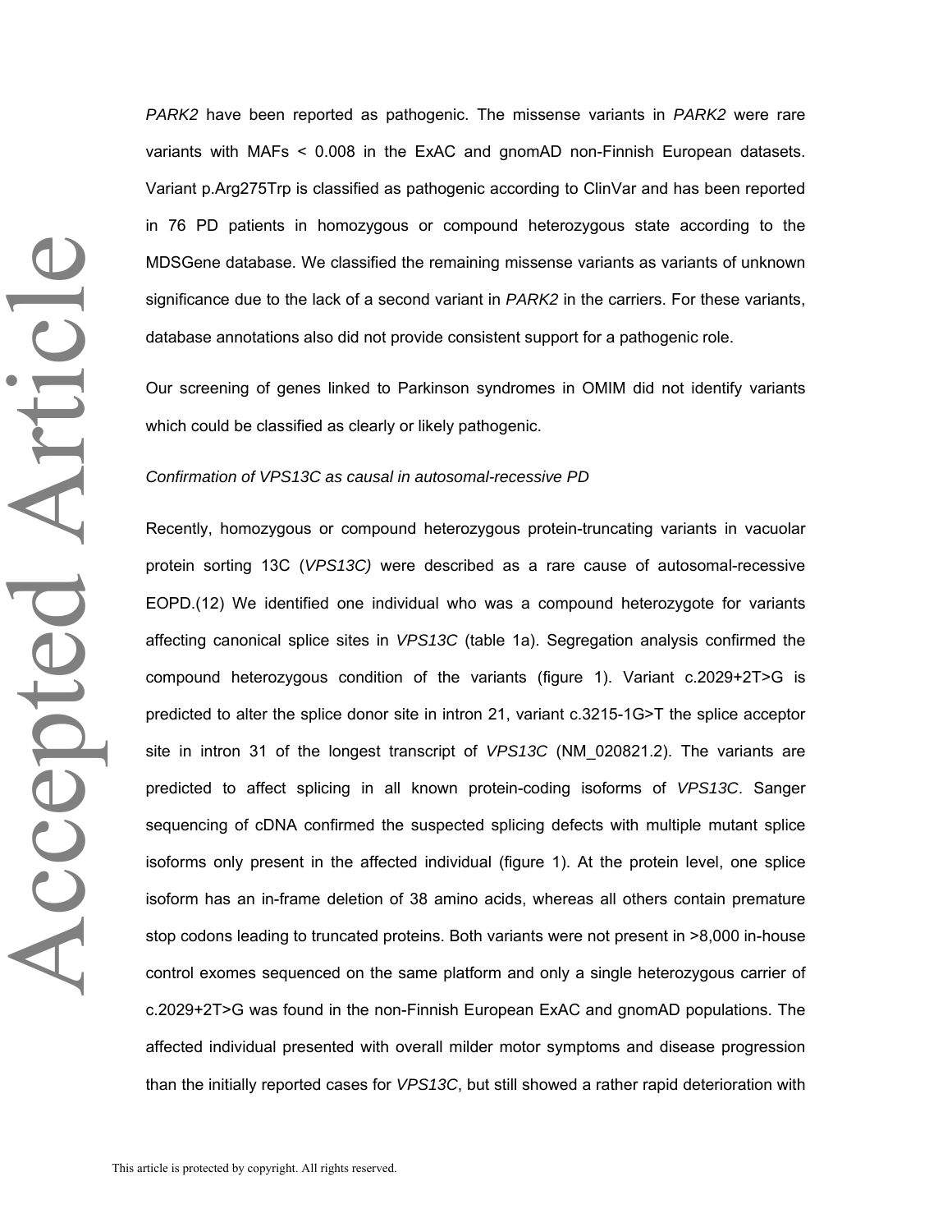*PARK2* have been reported as pathogenic. The missense variants in *PARK2* were rare variants with MAFs < 0.008 in the ExAC and gnomAD non-Finnish European datasets. Variant p.Arg275Trp is classified as pathogenic according to ClinVar and has been reported in 76 PD patients in homozygous or compound heterozygous state according to the MDSGene database. We classified the remaining missense variants as variants of unknown significance due to the lack of a second variant in *PARK2* in the carriers. For these variants, database annotations also did not provide consistent support for a pathogenic role.

Our screening of genes linked to Parkinson syndromes in OMIM did not identify variants which could be classified as clearly or likely pathogenic.

*Confirmation of VPS13C as causal in autosomal-recessive PD*

Recently, homozygous or compound heterozygous protein-truncating variants in vacuolar protein sorting 13C (*VPS13C)* were described as a rare cause of autosomal-recessive EOPD.(12) We identified one individual who was a compound heterozygote for variants affecting canonical splice sites in *VPS13C* (table 1a). Segregation analysis confirmed the compound heterozygous condition of the variants (figure 1). Variant c.2029+2T>G is predicted to alter the splice donor site in intron 21, variant c.3215-1G>T the splice acceptor site in intron 31 of the longest transcript of *VPS13C* (NM_020821.2). The variants are predicted to affect splicing in all known protein-coding isoforms of *VPS13C*. Sanger sequencing of cDNA confirmed the suspected splicing defects with multiple mutant splice isoforms only present in the affected individual (figure 1). At the protein level, one splice isoform has an in-frame deletion of 38 amino acids, whereas all others contain premature stop codons leading to truncated proteins. Both variants were not present in >8,000 in-house control exomes sequenced on the same platform and only a single heterozygous carrier of c.2029+2T>G was found in the non-Finnish European ExAC and gnomAD populations. The affected individual presented with overall milder motor symptoms and disease progression than the initially reported cases for *VPS13C*, but still showed a rather rapid deterioration with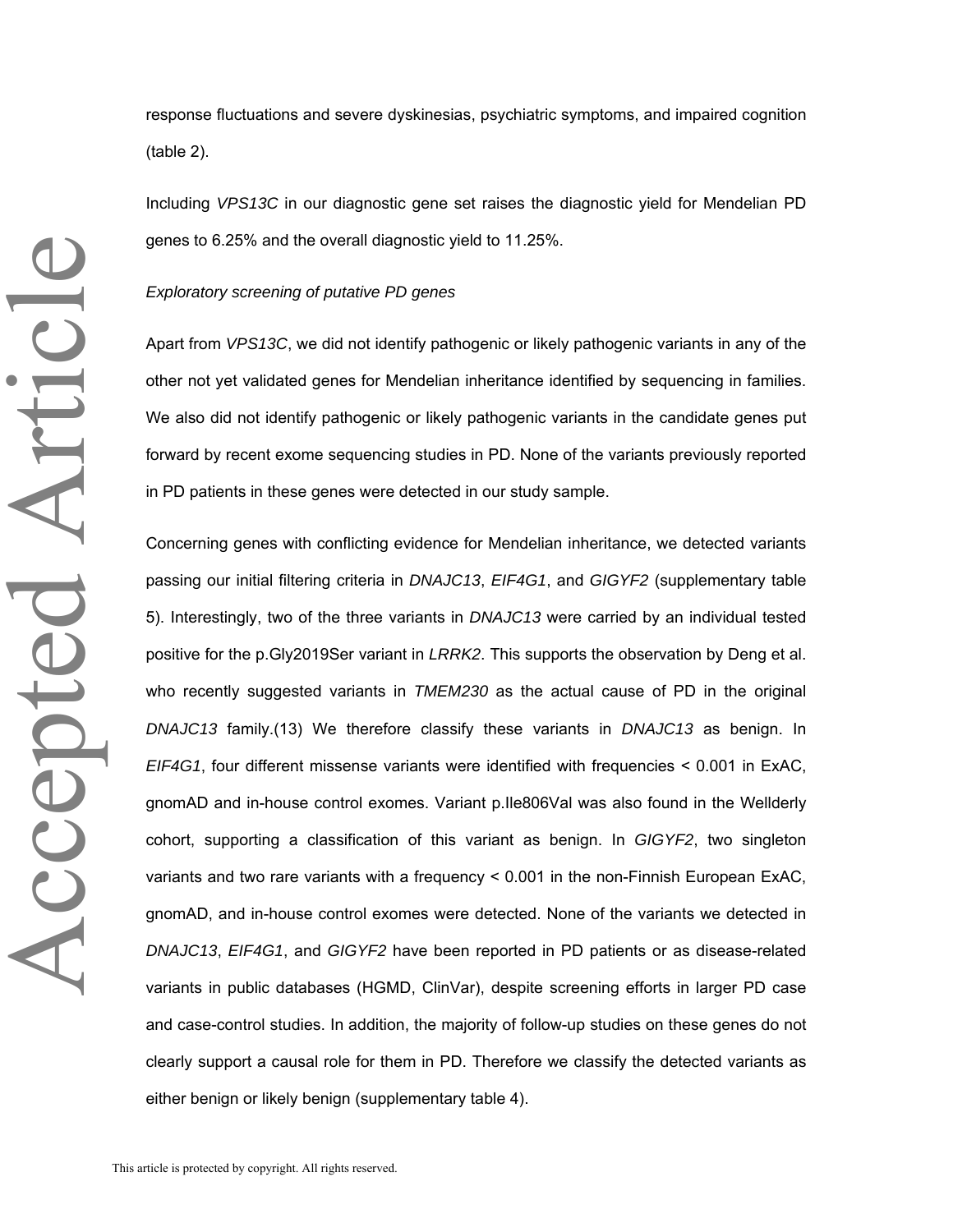response fluctuations and severe dyskinesias, psychiatric symptoms, and impaired cognition (table 2).

Including *VPS13C* in our diagnostic gene set raises the diagnostic yield for Mendelian PD genes to 6.25% and the overall diagnostic yield to 11.25%.

*Exploratory screening of putative PD genes*

Apart from *VPS13C*, we did not identify pathogenic or likely pathogenic variants in any of the other not yet validated genes for Mendelian inheritance identified by sequencing in families. We also did not identify pathogenic or likely pathogenic variants in the candidate genes put forward by recent exome sequencing studies in PD. None of the variants previously reported in PD patients in these genes were detected in our study sample.

Concerning genes with conflicting evidence for Mendelian inheritance, we detected variants passing our initial filtering criteria in *DNAJC13*, *EIF4G1*, and *GIGYF2* (supplementary table 5). Interestingly, two of the three variants in *DNAJC13* were carried by an individual tested positive for the p.Gly2019Ser variant in *LRRK2*. This supports the observation by Deng et al. who recently suggested variants in *TMEM230* as the actual cause of PD in the original *DNAJC13* family.(13) We therefore classify these variants in *DNAJC13* as benign. In *EIF4G1*, four different missense variants were identified with frequencies < 0.001 in ExAC, gnomAD and in-house control exomes. Variant p.Ile806Val was also found in the Wellderly cohort, supporting a classification of this variant as benign. In *GIGYF2*, two singleton variants and two rare variants with a frequency < 0.001 in the non-Finnish European ExAC, gnomAD, and in-house control exomes were detected. None of the variants we detected in *DNAJC13*, *EIF4G1*, and *GIGYF2* have been reported in PD patients or as disease-related variants in public databases (HGMD, ClinVar), despite screening efforts in larger PD case and case-control studies. In addition, the majority of follow-up studies on these genes do not clearly support a causal role for them in PD. Therefore we classify the detected variants as either benign or likely benign (supplementary table 4).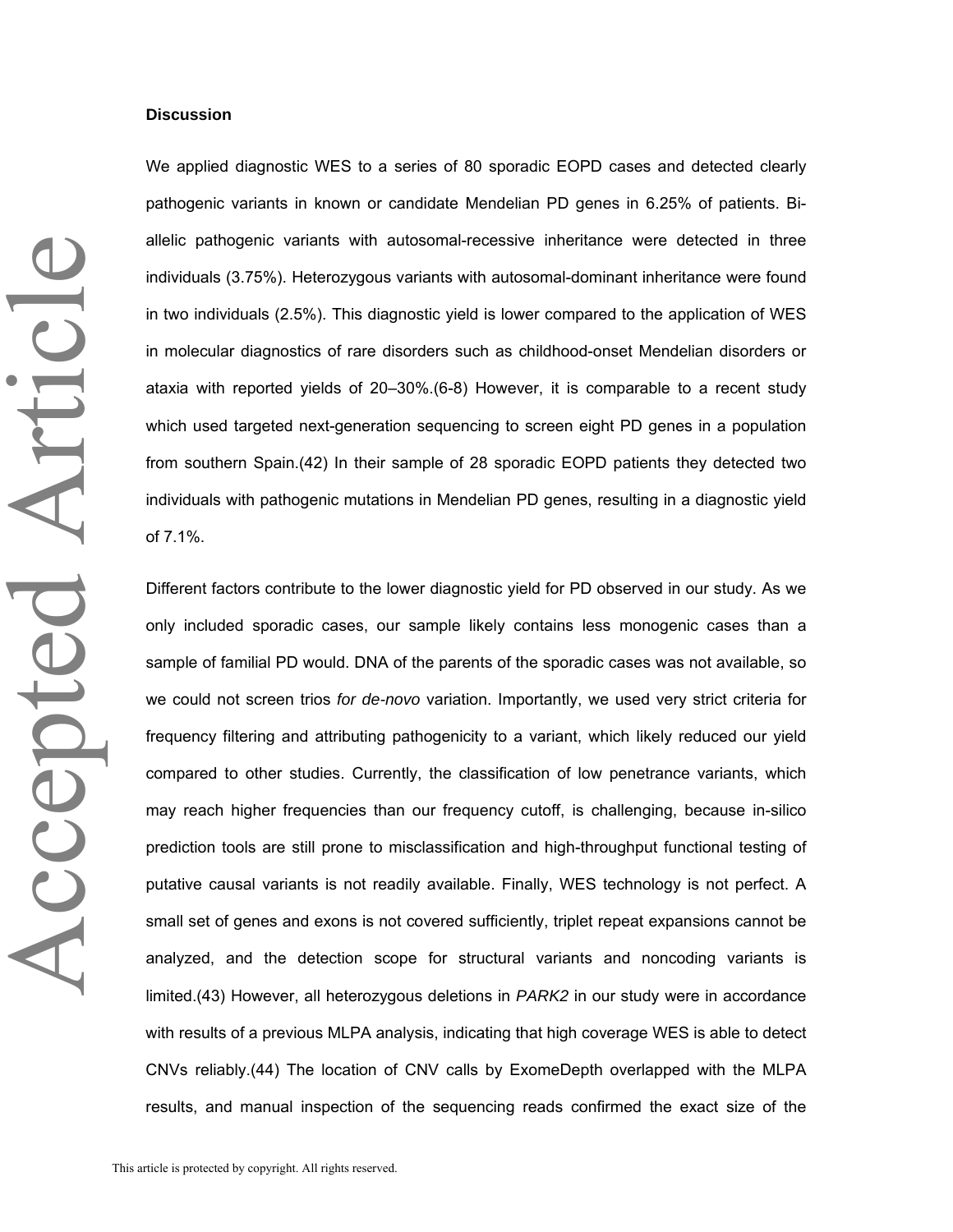**Discussion**

We applied diagnostic WES to a series of 80 sporadic EOPD cases and detected clearly pathogenic variants in known or candidate Mendelian PD genes in 6.25% of patients. Bi-allelic pathogenic variants with autosomal-recessive inheritance were detected in three individuals (3.75%). Heterozygous variants with autosomal-dominant inheritance were found in two individuals (2.5%). This diagnostic yield is lower compared to the application of WES in molecular diagnostics of rare disorders such as childhood-onset Mendelian disorders or ataxia with reported yields of 20–30%.(6-8) However, it is comparable to a recent study which used targeted next-generation sequencing to screen eight PD genes in a population from southern Spain.(42) In their sample of 28 sporadic EOPD patients they detected two individuals with pathogenic mutations in Mendelian PD genes, resulting in a diagnostic yield of 7.1%.

Different factors contribute to the lower diagnostic yield for PD observed in our study. As we only included sporadic cases, our sample likely contains less monogenic cases than a sample of familial PD would. DNA of the parents of the sporadic cases was not available, so we could not screen trios *for de-novo* variation. Importantly, we used very strict criteria for frequency filtering and attributing pathogenicity to a variant, which likely reduced our yield compared to other studies. Currently, the classification of low penetrance variants, which may reach higher frequencies than our frequency cutoff, is challenging, because in-silico prediction tools are still prone to misclassification and high-throughput functional testing of putative causal variants is not readily available. Finally, WES technology is not perfect. A small set of genes and exons is not covered sufficiently, triplet repeat expansions cannot be analyzed, and the detection scope for structural variants and noncoding variants is limited.(43) However, all heterozygous deletions in *PARK2* in our study were in accordance with results of a previous MLPA analysis, indicating that high coverage WES is able to detect CNVs reliably.(44) The location of CNV calls by ExomeDepth overlapped with the MLPA results, and manual inspection of the sequencing reads confirmed the exact size of the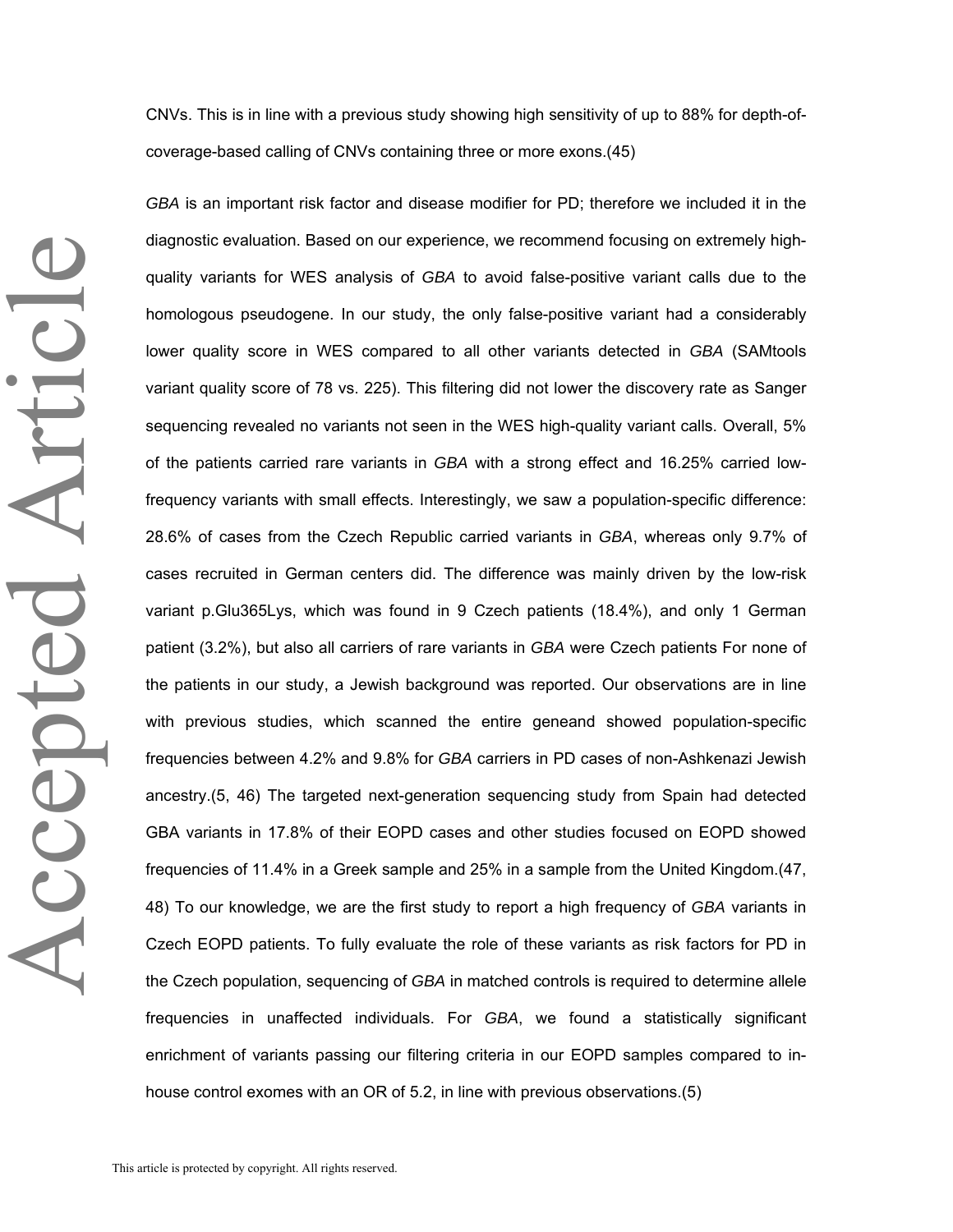CNVs. This is in line with a previous study showing high sensitivity of up to 88% for depth-of-coverage-based calling of CNVs containing three or more exons.(45)

*GBA* is an important risk factor and disease modifier for PD; therefore we included it in the diagnostic evaluation. Based on our experience, we recommend focusing on extremely high-quality variants for WES analysis of *GBA* to avoid false-positive variant calls due to the homologous pseudogene. In our study, the only false-positive variant had a considerably lower quality score in WES compared to all other variants detected in *GBA* (SAMtools variant quality score of 78 vs. 225). This filtering did not lower the discovery rate as Sanger sequencing revealed no variants not seen in the WES high-quality variant calls. Overall, 5% of the patients carried rare variants in *GBA* with a strong effect and 16.25% carried low-frequency variants with small effects. Interestingly, we saw a population-specific difference: 28.6% of cases from the Czech Republic carried variants in *GBA*, whereas only 9.7% of cases recruited in German centers did. The difference was mainly driven by the low-risk variant p.Glu365Lys, which was found in 9 Czech patients (18.4%), and only 1 German patient (3.2%), but also all carriers of rare variants in *GBA* were Czech patients For none of the patients in our study, a Jewish background was reported. Our observations are in line with previous studies, which scanned the entire geneand showed population-specific frequencies between 4.2% and 9.8% for *GBA* carriers in PD cases of non-Ashkenazi Jewish ancestry.(5, 46) The targeted next-generation sequencing study from Spain had detected GBA variants in 17.8% of their EOPD cases and other studies focused on EOPD showed frequencies of 11.4% in a Greek sample and 25% in a sample from the United Kingdom.(47, 48) To our knowledge, we are the first study to report a high frequency of *GBA* variants in Czech EOPD patients. To fully evaluate the role of these variants as risk factors for PD in the Czech population, sequencing of *GBA* in matched controls is required to determine allele frequencies in unaffected individuals. For *GBA*, we found a statistically significant enrichment of variants passing our filtering criteria in our EOPD samples compared to in-house control exomes with an OR of 5.2, in line with previous observations.(5)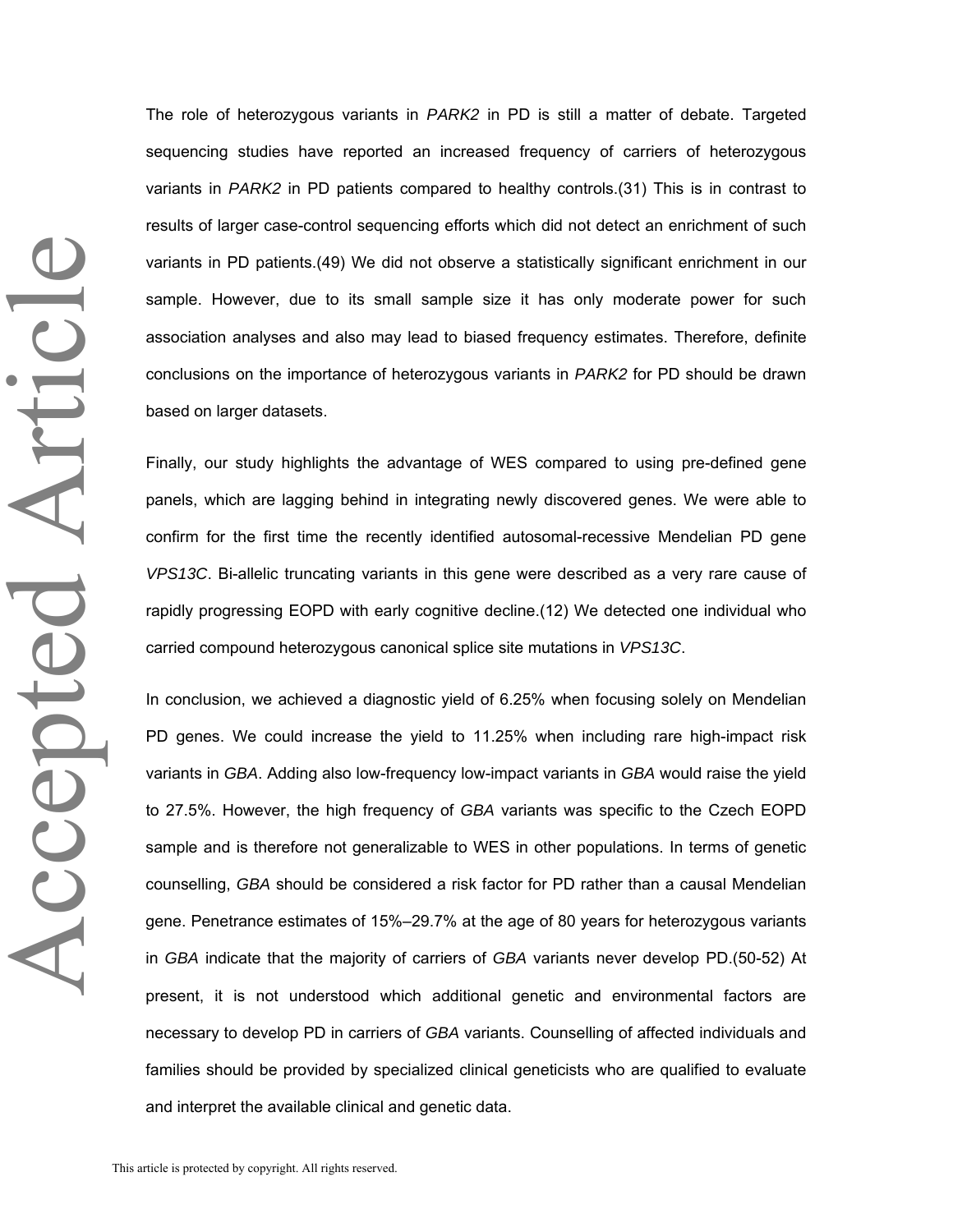The role of heterozygous variants in *PARK2* in PD is still a matter of debate. Targeted sequencing studies have reported an increased frequency of carriers of heterozygous variants in *PARK2* in PD patients compared to healthy controls.(31) This is in contrast to results of larger case-control sequencing efforts which did not detect an enrichment of such variants in PD patients.(49) We did not observe a statistically significant enrichment in our sample. However, due to its small sample size it has only moderate power for such association analyses and also may lead to biased frequency estimates. Therefore, definite conclusions on the importance of heterozygous variants in *PARK2* for PD should be drawn based on larger datasets.

Finally, our study highlights the advantage of WES compared to using pre-defined gene panels, which are lagging behind in integrating newly discovered genes. We were able to confirm for the first time the recently identified autosomal-recessive Mendelian PD gene *VPS13C*. Bi-allelic truncating variants in this gene were described as a very rare cause of rapidly progressing EOPD with early cognitive decline.(12) We detected one individual who carried compound heterozygous canonical splice site mutations in *VPS13C*.

In conclusion, we achieved a diagnostic yield of 6.25% when focusing solely on Mendelian PD genes. We could increase the yield to 11.25% when including rare high-impact risk variants in *GBA*. Adding also low-frequency low-impact variants in *GBA* would raise the yield to 27.5%. However, the high frequency of *GBA* variants was specific to the Czech EOPD sample and is therefore not generalizable to WES in other populations. In terms of genetic counselling, *GBA* should be considered a risk factor for PD rather than a causal Mendelian gene. Penetrance estimates of 15%–29.7% at the age of 80 years for heterozygous variants in *GBA* indicate that the majority of carriers of *GBA* variants never develop PD.(50-52) At present, it is not understood which additional genetic and environmental factors are necessary to develop PD in carriers of *GBA* variants. Counselling of affected individuals and families should be provided by specialized clinical geneticists who are qualified to evaluate and interpret the available clinical and genetic data.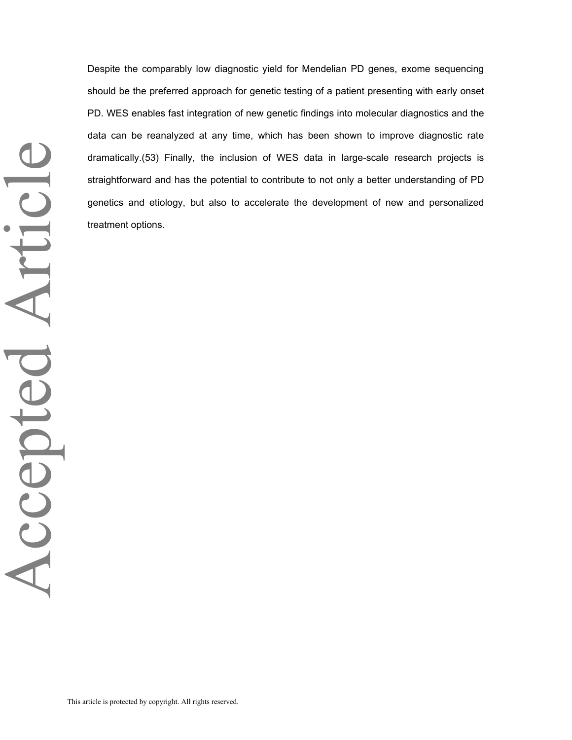Despite the comparably low diagnostic yield for Mendelian PD genes, exome sequencing should be the preferred approach for genetic testing of a patient presenting with early onset PD. WES enables fast integration of new genetic findings into molecular diagnostics and the data can be reanalyzed at any time, which has been shown to improve diagnostic rate dramatically.(53) Finally, the inclusion of WES data in large-scale research projects is straightforward and has the potential to contribute to not only a better understanding of PD genetics and etiology, but also to accelerate the development of new and personalized treatment options.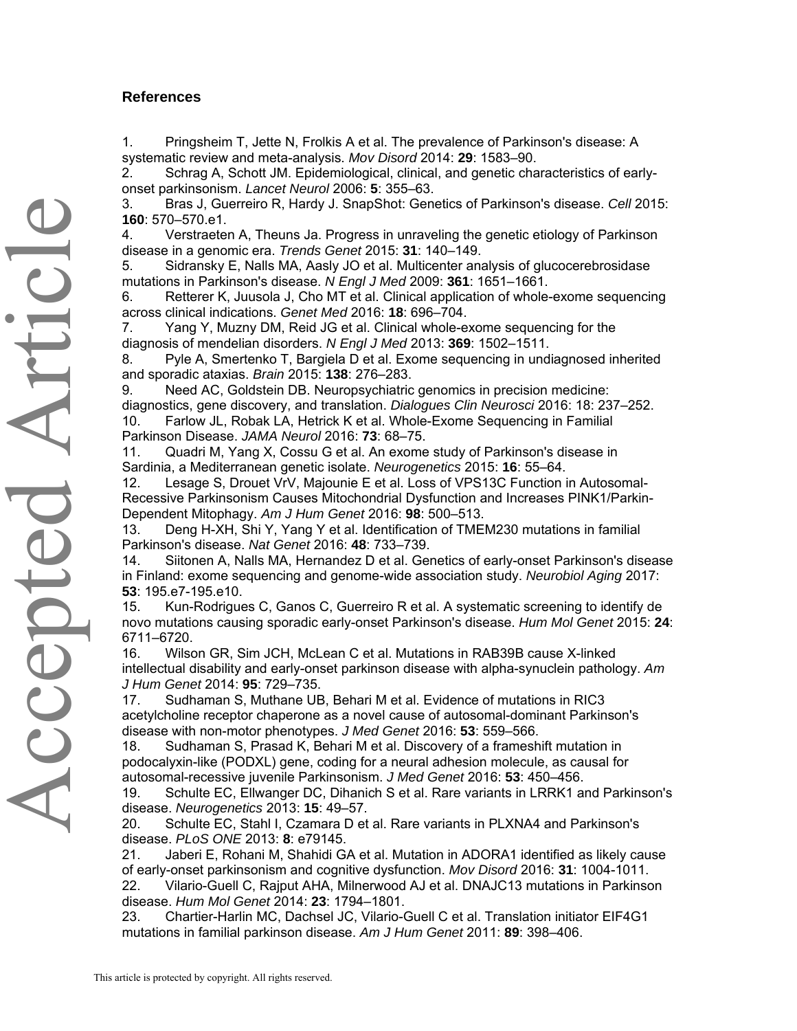## References

1. Pringsheim T, Jette N, Frolkis A et al. The prevalence of Parkinson's disease: A systematic review and meta-analysis. *Mov Disord* 2014: **29**: 1583–90.
2. Schrag A, Schott JM. Epidemiological, clinical, and genetic characteristics of early-onset parkinsonism. *Lancet Neurol* 2006: **5**: 355–63.
3. Bras J, Guerreiro R, Hardy J. SnapShot: Genetics of Parkinson's disease. *Cell* 2015: **160**: 570–570.e1.
4. Verstraeten A, Theuns Ja. Progress in unraveling the genetic etiology of Parkinson disease in a genomic era. *Trends Genet* 2015: **31**: 140–149.
5. Sidransky E, Nalls MA, Aasly JO et al. Multicenter analysis of glucocerebrosidase mutations in Parkinson's disease. *N Engl J Med* 2009: **361**: 1651–1661.
6. Retterer K, Juusola J, Cho MT et al. Clinical application of whole-exome sequencing across clinical indications. *Genet Med* 2016: **18**: 696–704.
7. Yang Y, Muzny DM, Reid JG et al. Clinical whole-exome sequencing for the diagnosis of mendelian disorders. *N Engl J Med* 2013: **369**: 1502–1511.
8. Pyle A, Smertenko T, Bargiela D et al. Exome sequencing in undiagnosed inherited and sporadic ataxias. *Brain* 2015: **138**: 276–283.
9. Need AC, Goldstein DB. Neuropsychiatric genomics in precision medicine: diagnostics, gene discovery, and translation. *Dialogues Clin Neurosci* 2016: 18: 237–252.
10. Farlow JL, Robak LA, Hetrick K et al. Whole-Exome Sequencing in Familial Parkinson Disease. *JAMA Neurol* 2016: **73**: 68–75.
11. Quadri M, Yang X, Cossu G et al. An exome study of Parkinson's disease in Sardinia, a Mediterranean genetic isolate. *Neurogenetics* 2015: **16**: 55–64.
12. Lesage S, Drouet VrV, Majounie E et al. Loss of VPS13C Function in Autosomal-Recessive Parkinsonism Causes Mitochondrial Dysfunction and Increases PINK1/Parkin-Dependent Mitophagy. *Am J Hum Genet* 2016: **98**: 500–513.
13. Deng H-XH, Shi Y, Yang Y et al. Identification of TMEM230 mutations in familial Parkinson's disease. *Nat Genet* 2016: **48**: 733–739.
14. Siitonen A, Nalls MA, Hernandez D et al. Genetics of early-onset Parkinson's disease in Finland: exome sequencing and genome-wide association study. *Neurobiol Aging* 2017: **53**: 195.e7-195.e10.
15. Kun-Rodrigues C, Ganos C, Guerreiro R et al. A systematic screening to identify de novo mutations causing sporadic early-onset Parkinson's disease. *Hum Mol Genet* 2015: **24**: 6711–6720.
16. Wilson GR, Sim JCH, McLean C et al. Mutations in RAB39B cause X-linked intellectual disability and early-onset parkinson disease with alpha-synuclein pathology. *Am J Hum Genet* 2014: **95**: 729–735.
17. Sudhaman S, Muthane UB, Behari M et al. Evidence of mutations in RIC3 acetylcholine receptor chaperone as a novel cause of autosomal-dominant Parkinson's disease with non-motor phenotypes. *J Med Genet* 2016: **53**: 559–566.
18. Sudhaman S, Prasad K, Behari M et al. Discovery of a frameshift mutation in podocalyxin-like (PODXL) gene, coding for a neural adhesion molecule, as causal for autosomal-recessive juvenile Parkinsonism. *J Med Genet* 2016: **53**: 450–456.
19. Schulte EC, Ellwanger DC, Dihanich S et al. Rare variants in LRRK1 and Parkinson's disease. *Neurogenetics* 2013: **15**: 49–57.
20. Schulte EC, Stahl I, Czamara D et al. Rare variants in PLXNA4 and Parkinson's disease. *PLoS ONE* 2013: **8**: e79145.
21. Jaberi E, Rohani M, Shahidi GA et al. Mutation in ADORA1 identified as likely cause of early-onset parkinsonism and cognitive dysfunction. *Mov Disord* 2016: **31**: 1004-1011.
22. Vilario-Guell C, Rajput AHA, Milnerwood AJ et al. DNAJC13 mutations in Parkinson disease. *Hum Mol Genet* 2014: **23**: 1794–1801.
23. Chartier-Harlin MC, Dachsel JC, Vilario-Guell C et al. Translation initiator EIF4G1 mutations in familial parkinson disease. *Am J Hum Genet* 2011: **89**: 398–406.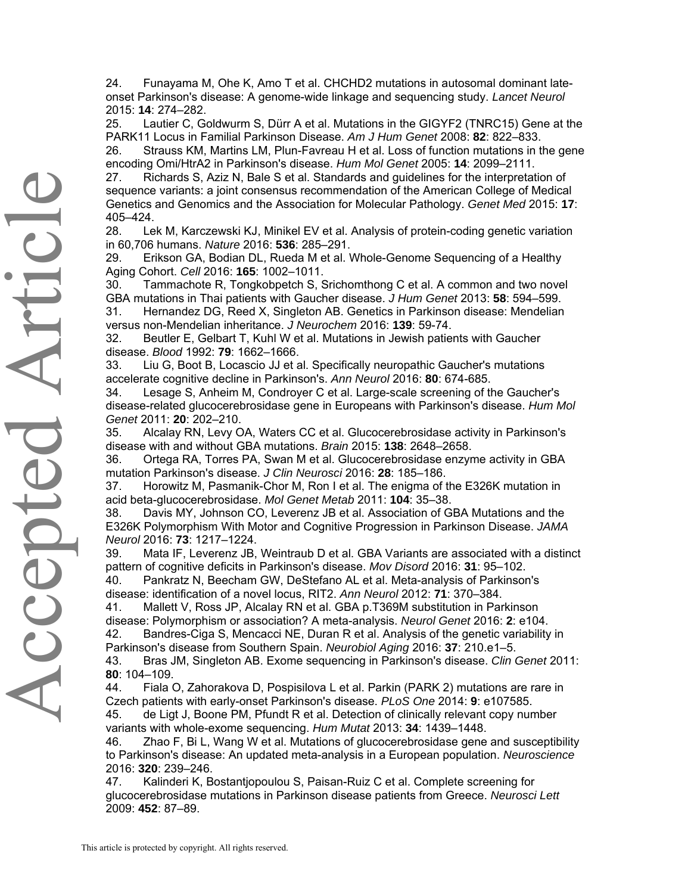24. Funayama M, Ohe K, Amo T et al. CHCHD2 mutations in autosomal dominant late-onset Parkinson's disease: A genome-wide linkage and sequencing study. *Lancet Neurol* 2015: **14**: 274–282.

25. Lautier C, Goldwurm S, Dürr A et al. Mutations in the GIGYF2 (TNRC15) Gene at the PARK11 Locus in Familial Parkinson Disease. *Am J Hum Genet* 2008: **82**: 822–833.

26. Strauss KM, Martins LM, Plun-Favreau H et al. Loss of function mutations in the gene encoding Omi/HtrA2 in Parkinson's disease. *Hum Mol Genet* 2005: **14**: 2099–2111.

27. Richards S, Aziz N, Bale S et al. Standards and guidelines for the interpretation of sequence variants: a joint consensus recommendation of the American College of Medical Genetics and Genomics and the Association for Molecular Pathology. *Genet Med* 2015: **17**: 405–424.

28. Lek M, Karczewski KJ, Minikel EV et al. Analysis of protein-coding genetic variation in 60,706 humans. *Nature* 2016: **536**: 285–291.

29. Erikson GA, Bodian DL, Rueda M et al. Whole-Genome Sequencing of a Healthy Aging Cohort. *Cell* 2016: **165**: 1002–1011.

30. Tammachote R, Tongkobpetch S, Srichomthong C et al. A common and two novel GBA mutations in Thai patients with Gaucher disease. *J Hum Genet* 2013: **58**: 594–599.

31. Hernandez DG, Reed X, Singleton AB. Genetics in Parkinson disease: Mendelian versus non-Mendelian inheritance. *J Neurochem* 2016: **139**: 59-74.

32. Beutler E, Gelbart T, Kuhl W et al. Mutations in Jewish patients with Gaucher disease. *Blood* 1992: **79**: 1662–1666.

33. Liu G, Boot B, Locascio JJ et al. Specifically neuropathic Gaucher's mutations accelerate cognitive decline in Parkinson's. *Ann Neurol* 2016: **80**: 674-685.

34. Lesage S, Anheim M, Condroyer C et al. Large-scale screening of the Gaucher's disease-related glucocerebrosidase gene in Europeans with Parkinson's disease. *Hum Mol Genet* 2011: **20**: 202–210.

35. Alcalay RN, Levy OA, Waters CC et al. Glucocerebrosidase activity in Parkinson's disease with and without GBA mutations. *Brain* 2015: **138**: 2648–2658.

36. Ortega RA, Torres PA, Swan M et al. Glucocerebrosidase enzyme activity in GBA mutation Parkinson's disease. *J Clin Neurosci* 2016: **28**: 185–186.

37. Horowitz M, Pasmanik-Chor M, Ron I et al. The enigma of the E326K mutation in acid beta-glucocerebrosidase. *Mol Genet Metab* 2011: **104**: 35–38.

38. Davis MY, Johnson CO, Leverenz JB et al. Association of GBA Mutations and the E326K Polymorphism With Motor and Cognitive Progression in Parkinson Disease. *JAMA Neurol* 2016: **73**: 1217–1224.

39. Mata IF, Leverenz JB, Weintraub D et al. GBA Variants are associated with a distinct pattern of cognitive deficits in Parkinson's disease. *Mov Disord* 2016: **31**: 95–102.

40. Pankratz N, Beecham GW, DeStefano AL et al. Meta-analysis of Parkinson's disease: identification of a novel locus, RIT2. *Ann Neurol* 2012: **71**: 370–384.

41. Mallett V, Ross JP, Alcalay RN et al. GBA p.T369M substitution in Parkinson disease: Polymorphism or association? A meta-analysis. *Neurol Genet* 2016: **2**: e104.

42. Bandres-Ciga S, Mencacci NE, Duran R et al. Analysis of the genetic variability in Parkinson's disease from Southern Spain. *Neurobiol Aging* 2016: **37**: 210.e1–5.

43. Bras JM, Singleton AB. Exome sequencing in Parkinson's disease. *Clin Genet* 2011: **80**: 104–109.

44. Fiala O, Zahorakova D, Pospisilova L et al. Parkin (PARK 2) mutations are rare in Czech patients with early-onset Parkinson's disease. *PLoS One* 2014: **9**: e107585.

45. de Ligt J, Boone PM, Pfundt R et al. Detection of clinically relevant copy number variants with whole-exome sequencing. *Hum Mutat* 2013: **34**: 1439–1448.

46. Zhao F, Bi L, Wang W et al. Mutations of glucocerebrosidase gene and susceptibility to Parkinson's disease: An updated meta-analysis in a European population. *Neuroscience* 2016: **320**: 239–246.

47. Kalinderi K, Bostantjopoulou S, Paisan-Ruiz C et al. Complete screening for glucocerebrosidase mutations in Parkinson disease patients from Greece. *Neurosci Lett* 2009: **452**: 87–89.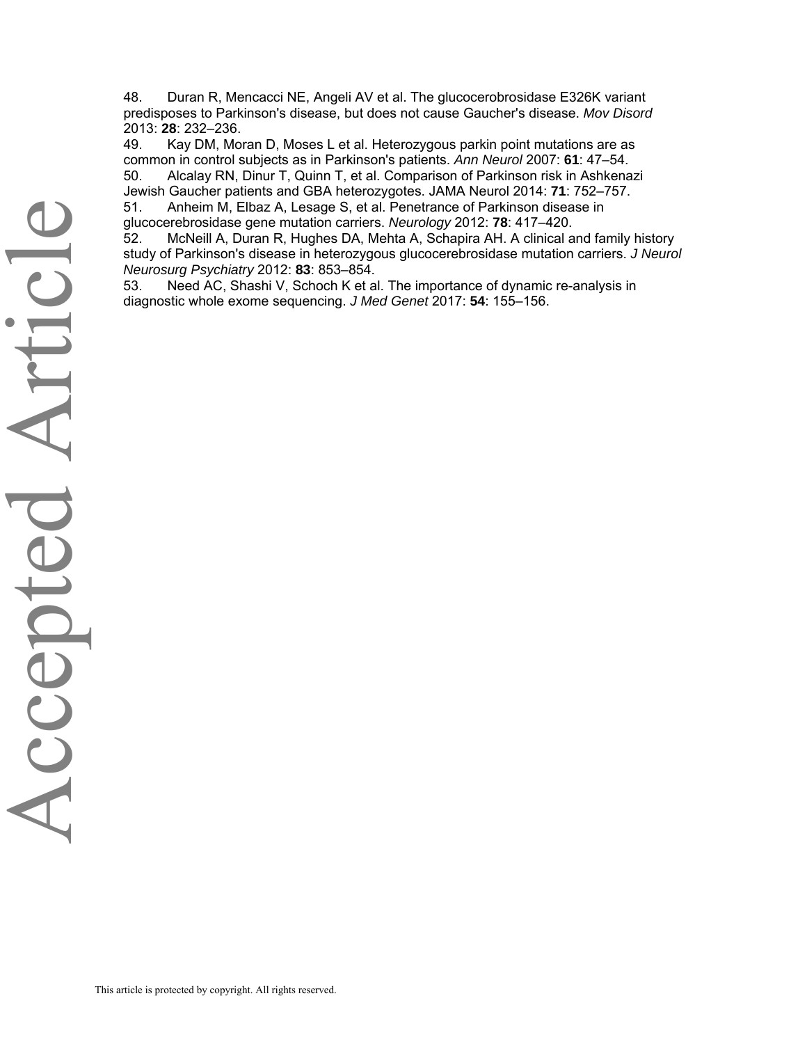48. Duran R, Mencacci NE, Angeli AV et al. The glucocerobrosidase E326K variant predisposes to Parkinson's disease, but does not cause Gaucher's disease. *Mov Disord* 2013: **28**: 232–236.

49. Kay DM, Moran D, Moses L et al. Heterozygous parkin point mutations are as common in control subjects as in Parkinson's patients. *Ann Neurol* 2007: **61**: 47–54.

50. Alcalay RN, Dinur T, Quinn T, et al. Comparison of Parkinson risk in Ashkenazi Jewish Gaucher patients and GBA heterozygotes. JAMA Neurol 2014: **71**: 752–757.

51. Anheim M, Elbaz A, Lesage S, et al. Penetrance of Parkinson disease in glucocerebrosidase gene mutation carriers. *Neurology* 2012: **78**: 417–420.

52. McNeill A, Duran R, Hughes DA, Mehta A, Schapira AH. A clinical and family history study of Parkinson's disease in heterozygous glucocerebrosidase mutation carriers. *J Neurol Neurosurg Psychiatry* 2012: **83**: 853–854.

53. Need AC, Shashi V, Schoch K et al. The importance of dynamic re-analysis in diagnostic whole exome sequencing. *J Med Genet* 2017: **54**: 155–156.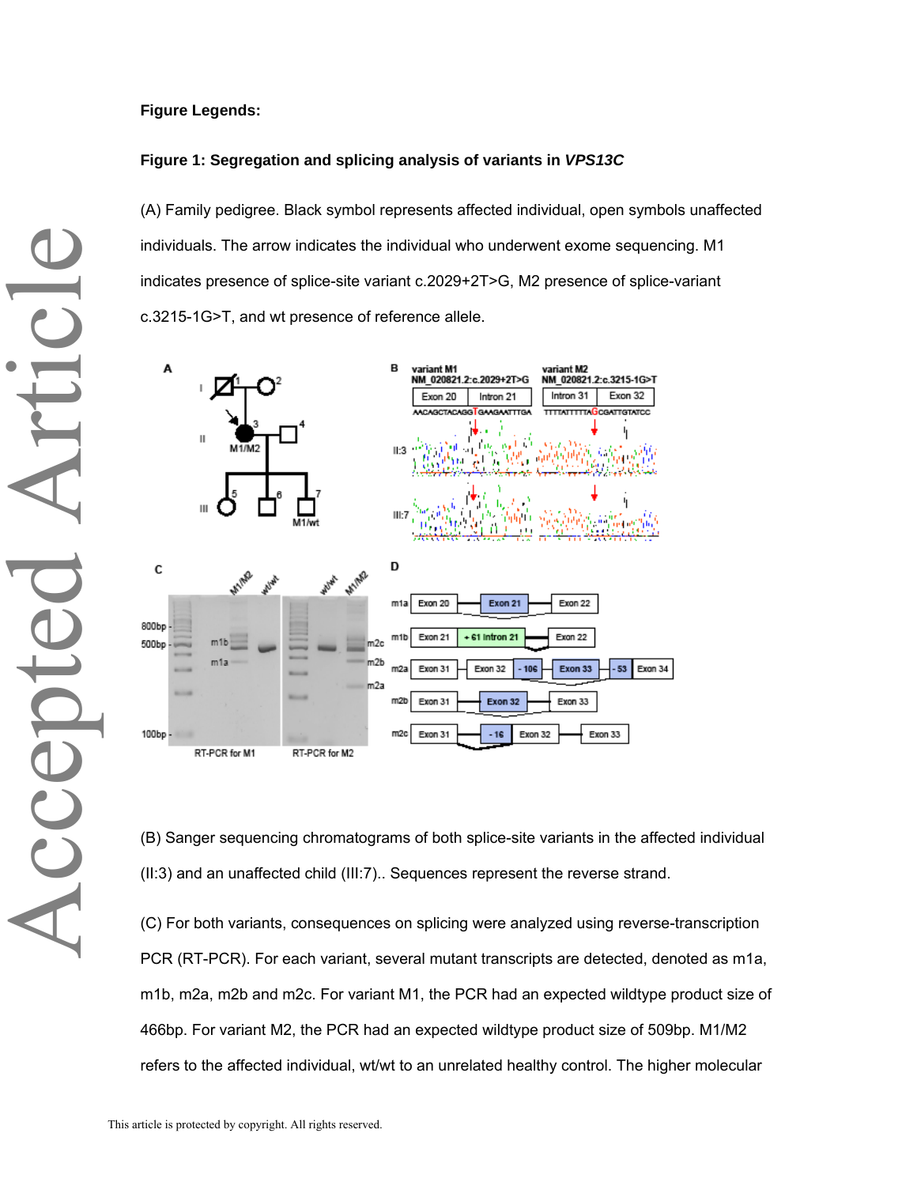**Figure Legends:**

**Figure 1: Segregation and splicing analysis of variants in *VPS13C***

(A) Family pedigree. Black symbol represents affected individual, open symbols unaffected individuals. The arrow indicates the individual who underwent exome sequencing. M1 indicates presence of splice-site variant c.2029+2T>G, M2 presence of splice-variant c.3215-1G>T, and wt presence of reference allele.

(B) Sanger sequencing chromatograms of both splice-site variants in the affected individual (II:3) and an unaffected child (III:7).. Sequences represent the reverse strand.

(C) For both variants, consequences on splicing were analyzed using reverse-transcription PCR (RT-PCR). For each variant, several mutant transcripts are detected, denoted as m1a, m1b, m2a, m2b and m2c. For variant M1, the PCR had an expected wildtype product size of 466bp. For variant M2, the PCR had an expected wildtype product size of 509bp. M1/M2 refers to the affected individual, wt/wt to an unrelated healthy control. The higher molecular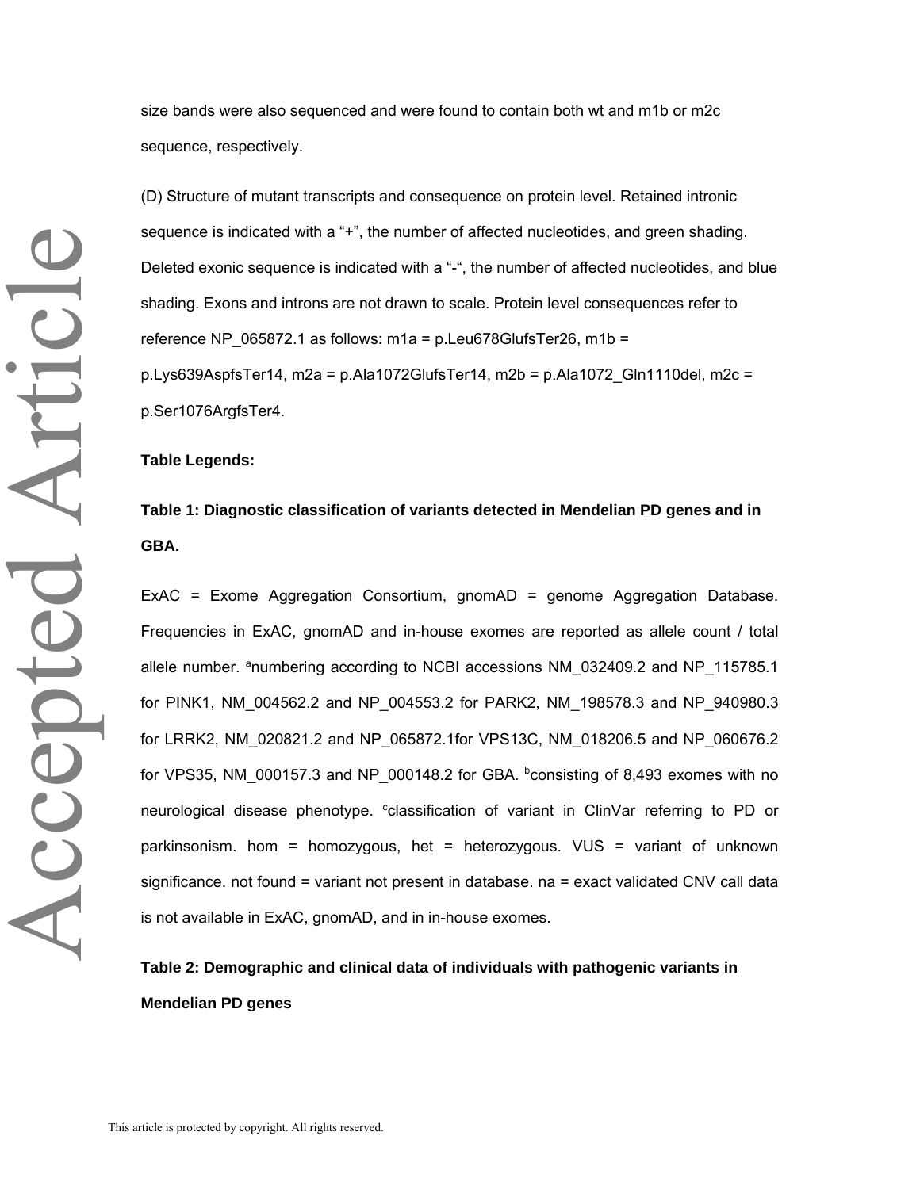size bands were also sequenced and were found to contain both wt and m1b or m2c sequence, respectively.

(D) Structure of mutant transcripts and consequence on protein level. Retained intronic sequence is indicated with a “+”, the number of affected nucleotides, and green shading. Deleted exonic sequence is indicated with a “-“, the number of affected nucleotides, and blue shading. Exons and introns are not drawn to scale. Protein level consequences refer to reference NP_065872.1 as follows: m1a = p.Leu678GlufsTer26, m1b = p.Lys639AspfsTer14, m2a = p.Ala1072GlufsTer14, m2b = p.Ala1072_Gln1110del, m2c = p.Ser1076ArgfsTer4.

**Table Legends:**

**Table 1: Diagnostic classification of variants detected in Mendelian PD genes and in GBA.**

ExAC = Exome Aggregation Consortium, gnomAD = genome Aggregation Database. Frequencies in ExAC, gnomAD and in-house exomes are reported as allele count / total allele number. [a]numbering according to NCBI accessions NM_032409.2 and NP_115785.1 for PINK1, NM_004562.2 and NP_004553.2 for PARK2, NM_198578.3 and NP_940980.3 for LRRK2, NM_020821.2 and NP_065872.1for VPS13C, NM_018206.5 and NP_060676.2 for VPS35, NM_000157.3 and NP_000148.2 for GBA. [b]consisting of 8,493 exomes with no neurological disease phenotype. [c]classification of variant in ClinVar referring to PD or parkinsonism. hom = homozygous, het = heterozygous. VUS = variant of unknown significance. not found = variant not present in database. na = exact validated CNV call data is not available in ExAC, gnomAD, and in in-house exomes.

**Table 2: Demographic and clinical data of individuals with pathogenic variants in Mendelian PD genes**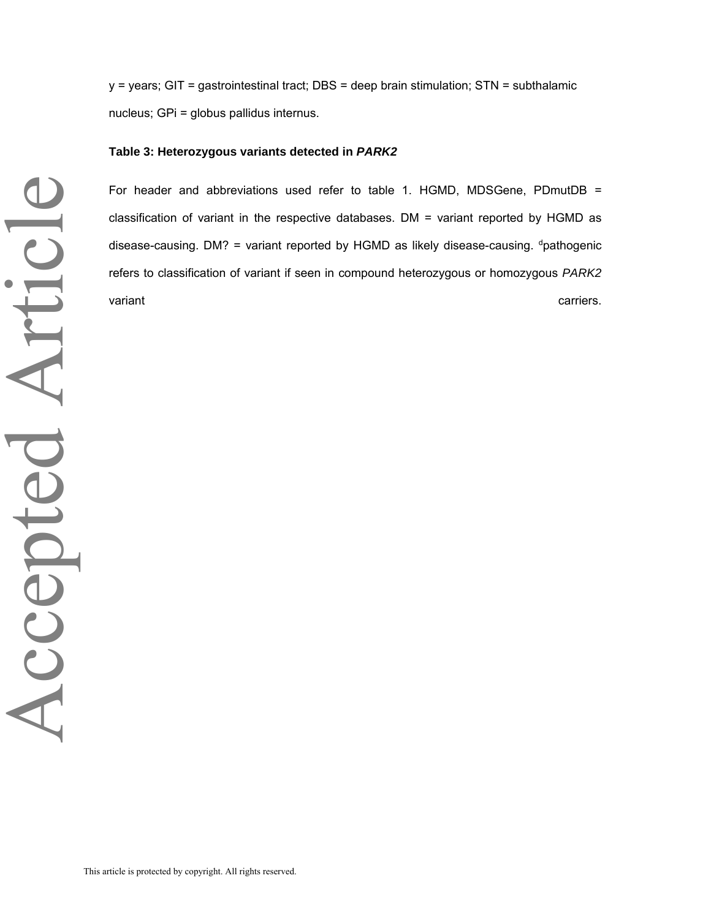y = years; GIT = gastrointestinal tract; DBS = deep brain stimulation; STN = subthalamic nucleus; GPi = globus pallidus internus.

**Table 3: Heterozygous variants detected in *PARK2***

For header and abbreviations used refer to table 1. HGMD, MDSGene, PDmutDB = classification of variant in the respective databases. DM = variant reported by HGMD as disease-causing. DM? = variant reported by HGMD as likely disease-causing. [d]pathogenic refers to classification of variant if seen in compound heterozygous or homozygous *PARK2* variant carriers.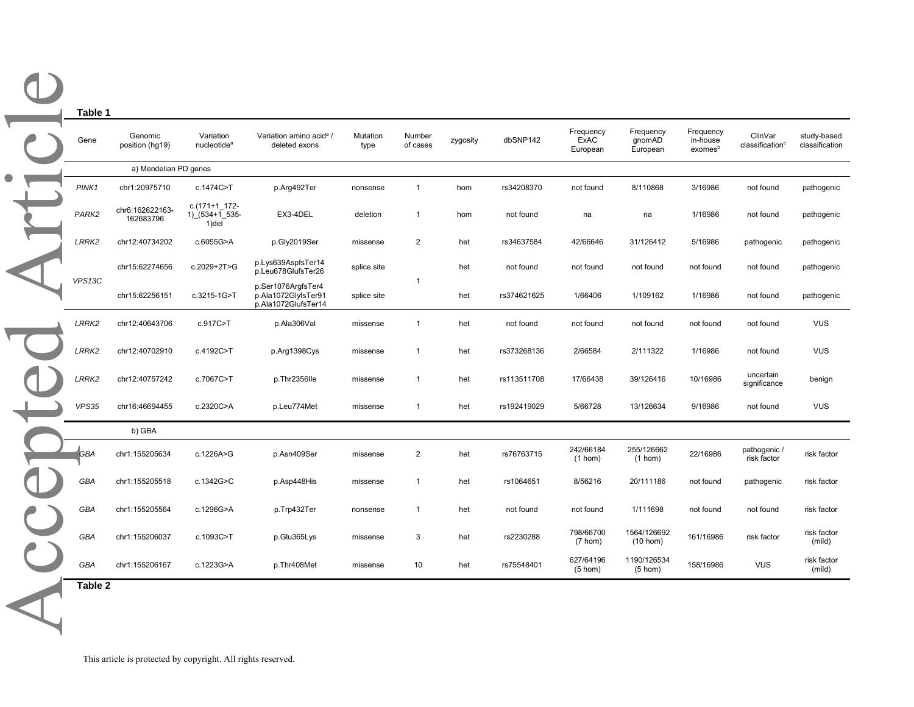**Table 1**

| Gene | Genomic position (hg19) | Variation nucleotide[a] | Variation amino acid[a] / deleted exons | Mutation type | Number of cases | zygosity | dbSNP142 | Frequency ExAC European | Frequency gnomAD European | Frequency in-house exomes[b] | ClinVar classification[c] | study-based classification |
|---|---|---|---|---|---|---|---|---|---|---|---|---|
| | a) Mendelian PD genes | | | | | | | | | | | |
| *PINK1* | chr1:20975710 | c.1474C>T | p.Arg492Ter | nonsense | 1 | hom | rs34208370 | not found | 8/110868 | 3/16986 | not found | pathogenic |
| *PARK2* | chr6:162622163-162683796 | c.(171+1_172-1)_(534+1_535-1)del | EX3-4DEL | deletion | 1 | hom | not found | na | na | 1/16986 | not found | pathogenic |
| *LRRK2* | chr12:40734202 | c.6055G>A | p.Gly2019Ser | missense | 2 | het | rs34637584 | 42/66646 | 31/126412 | 5/16986 | pathogenic | pathogenic |
| *VPS13C* | chr15:62274656 | c.2029+2T>G | p.Lys639AspfsTer14 p.Leu678GlufsTer26 | splice site | 1 | het | not found | not found | not found | not found | not found | pathogenic |
| | chr15:62256151 | c.3215-1G>T | p.Ser1076ArgfsTer4 p.Ala1072GlyfsTer91 p.Ala1072GlufsTer14 | splice site | | het | rs374621625 | 1/66406 | 1/109162 | 1/16986 | not found | pathogenic |
| *LRRK2* | chr12:40643706 | c.917C>T | p.Ala306Val | missense | 1 | het | not found | not found | not found | not found | not found | VUS |
| *LRRK2* | chr12:40702910 | c.4192C>T | p.Arg1398Cys | missense | 1 | het | rs373268136 | 2/66584 | 2/111322 | 1/16986 | not found | VUS |
| *LRRK2* | chr12:40757242 | c.7067C>T | p.Thr2356Ile | missense | 1 | het | rs113511708 | 17/66438 | 39/126416 | 10/16986 | uncertain significance | benign |
| *VPS35* | chr16:46694455 | c.2320C>A | p.Leu774Met | missense | 1 | het | rs192419029 | 5/66728 | 13/126634 | 9/16986 | not found | VUS |
| | b) GBA | | | | | | | | | | | |
| *GBA* | chr1:155205634 | c.1226A>G | p.Asn409Ser | missense | 2 | het | rs76763715 | 242/66184 (1 hom) | 255/126662 (1 hom) | 22/16986 | pathogenic / risk factor | risk factor |
| *GBA* | chr1:155205518 | c.1342G>C | p.Asp448His | missense | 1 | het | rs1064651 | 8/56216 | 20/111186 | not found | pathogenic | risk factor |
| *GBA* | chr1:155205564 | c.1296G>A | p.Trp432Ter | nonsense | 1 | het | not found | not found | 1/111698 | not found | not found | risk factor |
| *GBA* | chr1:155206037 | c.1093C>T | p.Glu365Lys | missense | 3 | het | rs2230288 | 798/66700 (7 hom) | 1564/126692 (10 hom) | 161/16986 | risk factor | risk factor (mild) |
| *GBA* | chr1:155206167 | c.1223G>A | p.Thr408Met | missense | 10 | het | rs75548401 | 627/64196 (5 hom) | 1190/126534 (5 hom) | 158/16986 | VUS | risk factor (mild) |

**Table 2**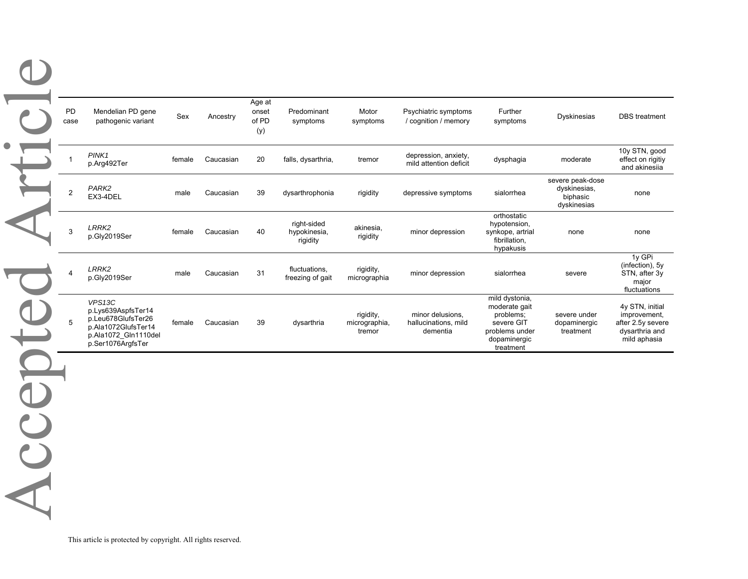| PD case | Mendelian PD gene pathogenic variant | Sex | Ancestry | Age at onset of PD (y) | Predominant symptoms | Motor symptoms | Psychiatric symptoms / cognition / memory | Further symptoms | Dyskinesias | DBS treatment |
|---|---|---|---|---|---|---|---|---|---|---|
| 1 | *PINK1* p.Arg492Ter | female | Caucasian | 20 | falls, dysarthria, | tremor | depression, anxiety, mild attention deficit | dysphagia | moderate | 10y STN, good effect on rigitiy and akinesiia |
| 2 | *PARK2* EX3-4DEL | male | Caucasian | 39 | dysarthrophonia | rigidity | depressive symptoms | sialorrhea | severe peak-dose dyskinesias, biphasic dyskinesias | none |
| 3 | *LRRK2* p.Gly2019Ser | female | Caucasian | 40 | right-sided hypokinesia, rigidity | akinesia, rigidity | minor depression | orthostatic hypotension, synkope, artrial fibrillation, hypakusis | none | none |
| 4 | *LRRK2* p.Gly2019Ser | male | Caucasian | 31 | fluctuations, freezing of gait | rigidity, micrographia | minor depression | sialorrhea | severe | 1y GPi (infection), 5y STN, after 3y major fluctuations |
| 5 | *VPS13C* p.Lys639AspfsTer14 p.Leu678GlufsTer26 p.Ala1072GlufsTer14 p.Ala1072_Gln1110del p.Ser1076ArgfsTer | female | Caucasian | 39 | dysarthria | rigidity, micrographia, tremor | minor delusions, hallucinations, mild dementia | mild dystonia, moderate gait problems; severe GIT problems under dopaminergic treatment | severe under dopaminergic treatment | 4y STN, initial improvement, after 2.5y severe dysarthria and mild aphasia |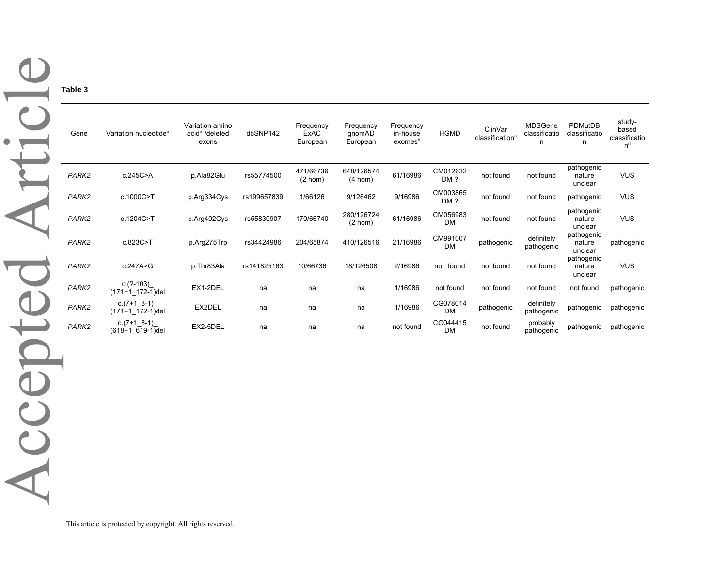**Table 3**

| Gene | Variation nucleotide[a] | Variation amino acid[a] /deleted exons | dbSNP142 | Frequency ExAC European | Frequency gnomAD European | Frequency in-house exomes[b] | HGMD | ClinVar classification[c] | MDSGene classification | PDMutDB classification | study-based classification[d] |
|---|---|---|---|---|---|---|---|---|---|---|---|
| *PARK2* | c.245C>A | p.Ala82Glu | rs55774500 | 471/66736 (2 hom) | 648/126574 (4 hom) | 61/16986 | CM012632 DM ? | not found | not found | pathogenic nature unclear | VUS |
| *PARK2* | c.1000C>T | p.Arg334Cys | rs199657839 | 1/66126 | 9/126462 | 9/16986 | CM003865 DM ? | not found | not found | pathogenic | VUS |
| *PARK2* | c.1204C>T | p.Arg402Cys | rs55830907 | 170/66740 | 280/126724 (2 hom) | 61/16986 | CM056983 DM | not found | not found | pathogenic nature unclear | VUS |
| *PARK2* | c.823C>T | p.Arg275Trp | rs34424986 | 204/65874 | 410/126516 | 21/16986 | CM991007 DM | pathogenic | definitely pathogenic | pathogenic nature unclear | pathogenic |
| *PARK2* | c.247A>G | p.Thr83Ala | rs141825163 | 10/66736 | 18/126508 | 2/16986 | not found | not found | not found | pathogenic nature unclear | VUS |
| *PARK2* | c.(?-103)_(171+1_172-1)del | EX1-2DEL | na | na | na | 1/16986 | not found | not found | not found | not found | pathogenic |
| *PARK2* | c.(7+1_8-1)_(171+1_172-1)del | EX2DEL | na | na | na | 1/16986 | CG078014 DM | pathogenic | definitely pathogenic | pathogenic | pathogenic |
| *PARK2* | c.(7+1_8-1)_(618+1_619-1)del | EX2-5DEL | na | na | na | not found | CG044415 DM | not found | probably pathogenic | pathogenic | pathogenic |